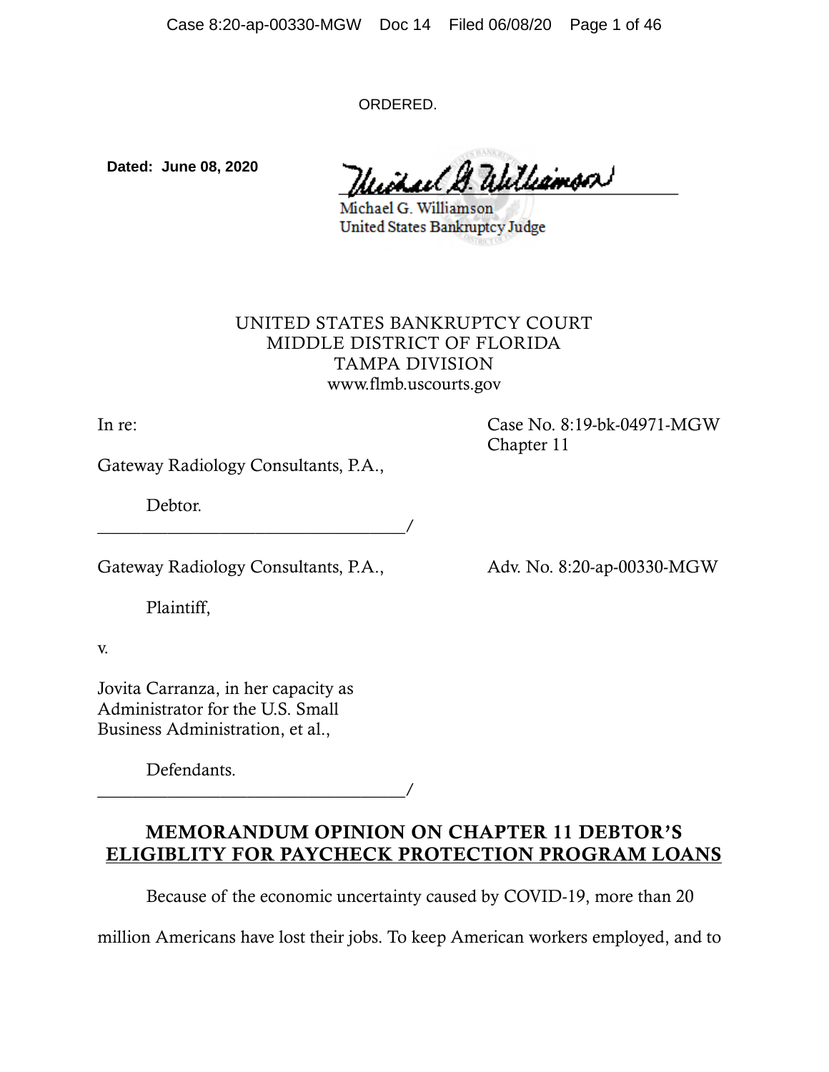ORDERED.

**Dated: June 08, 2020**

Michael G. Williamson
United States Bankruptcy Judge

UNITED STATES BANKRUPTCY COURT
MIDDLE DISTRICT OF FLORIDA
TAMPA DIVISION
www.flmb.uscourts.gov

In re:

Gateway Radiology Consultants, P.A.,

Debtor.
___________________________________/

Case No. 8:19-bk-04971-MGW
Chapter 11

Gateway Radiology Consultants, P.A.,

Plaintiff,

v.

Jovita Carranza, in her capacity as Administrator for the U.S. Small Business Administration, et al.,

Defendants.
___________________________________/

Adv. No. 8:20-ap-00330-MGW

## MEMORANDUM OPINION ON CHAPTER 11 DEBTOR'S ELIGIBLITY FOR PAYCHECK PROTECTION PROGRAM LOANS

Because of the economic uncertainty caused by COVID-19, more than 20 million Americans have lost their jobs. To keep American workers employed, and to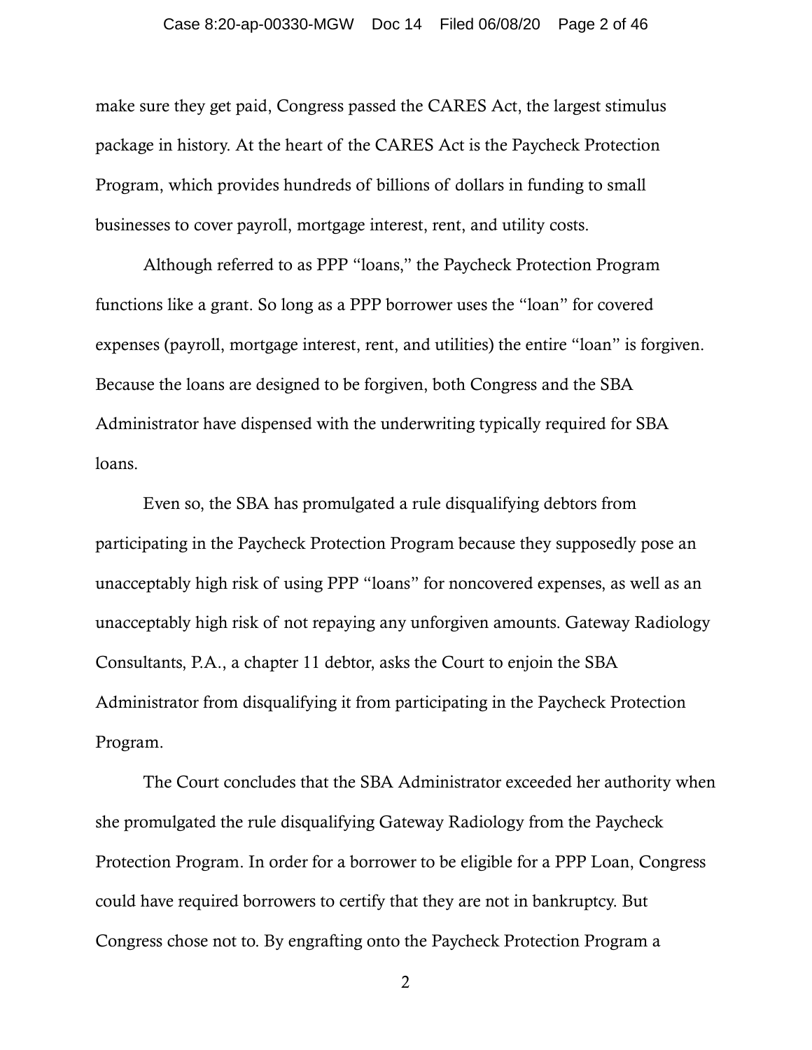make sure they get paid, Congress passed the CARES Act, the largest stimulus package in history. At the heart of the CARES Act is the Paycheck Protection Program, which provides hundreds of billions of dollars in funding to small businesses to cover payroll, mortgage interest, rent, and utility costs.

Although referred to as PPP "loans," the Paycheck Protection Program functions like a grant. So long as a PPP borrower uses the "loan" for covered expenses (payroll, mortgage interest, rent, and utilities) the entire "loan" is forgiven. Because the loans are designed to be forgiven, both Congress and the SBA Administrator have dispensed with the underwriting typically required for SBA loans.

Even so, the SBA has promulgated a rule disqualifying debtors from participating in the Paycheck Protection Program because they supposedly pose an unacceptably high risk of using PPP "loans" for noncovered expenses, as well as an unacceptably high risk of not repaying any unforgiven amounts. Gateway Radiology Consultants, P.A., a chapter 11 debtor, asks the Court to enjoin the SBA Administrator from disqualifying it from participating in the Paycheck Protection Program.

The Court concludes that the SBA Administrator exceeded her authority when she promulgated the rule disqualifying Gateway Radiology from the Paycheck Protection Program. In order for a borrower to be eligible for a PPP Loan, Congress could have required borrowers to certify that they are not in bankruptcy. But Congress chose not to. By engrafting onto the Paycheck Protection Program a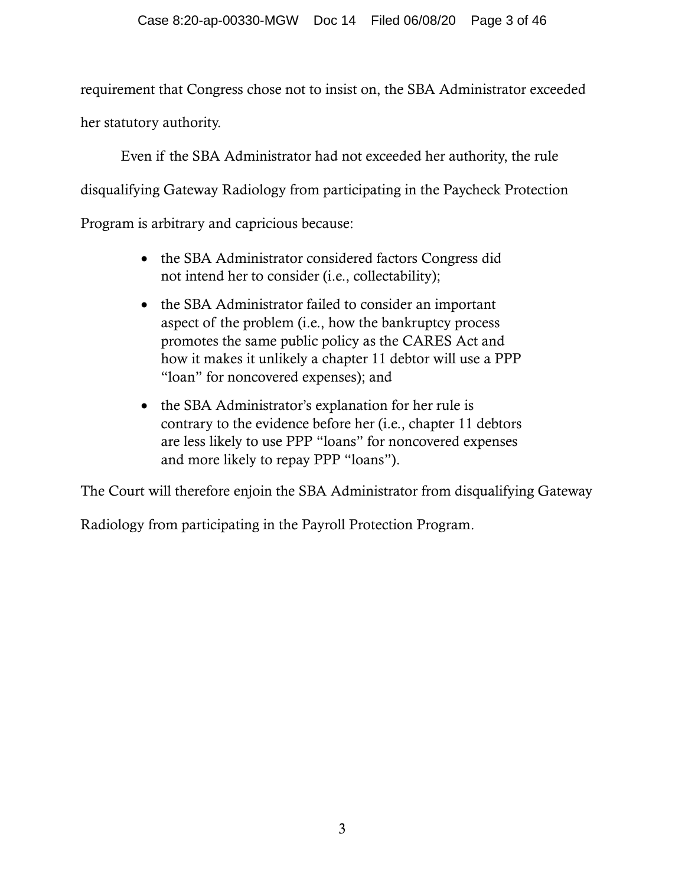requirement that Congress chose not to insist on, the SBA Administrator exceeded her statutory authority.

Even if the SBA Administrator had not exceeded her authority, the rule disqualifying Gateway Radiology from participating in the Paycheck Protection Program is arbitrary and capricious because:

- the SBA Administrator considered factors Congress did not intend her to consider (i.e., collectability);
- the SBA Administrator failed to consider an important aspect of the problem (i.e., how the bankruptcy process promotes the same public policy as the CARES Act and how it makes it unlikely a chapter 11 debtor will use a PPP "loan" for noncovered expenses); and
- the SBA Administrator's explanation for her rule is contrary to the evidence before her (i.e., chapter 11 debtors are less likely to use PPP "loans" for noncovered expenses and more likely to repay PPP "loans").

The Court will therefore enjoin the SBA Administrator from disqualifying Gateway Radiology from participating in the Payroll Protection Program.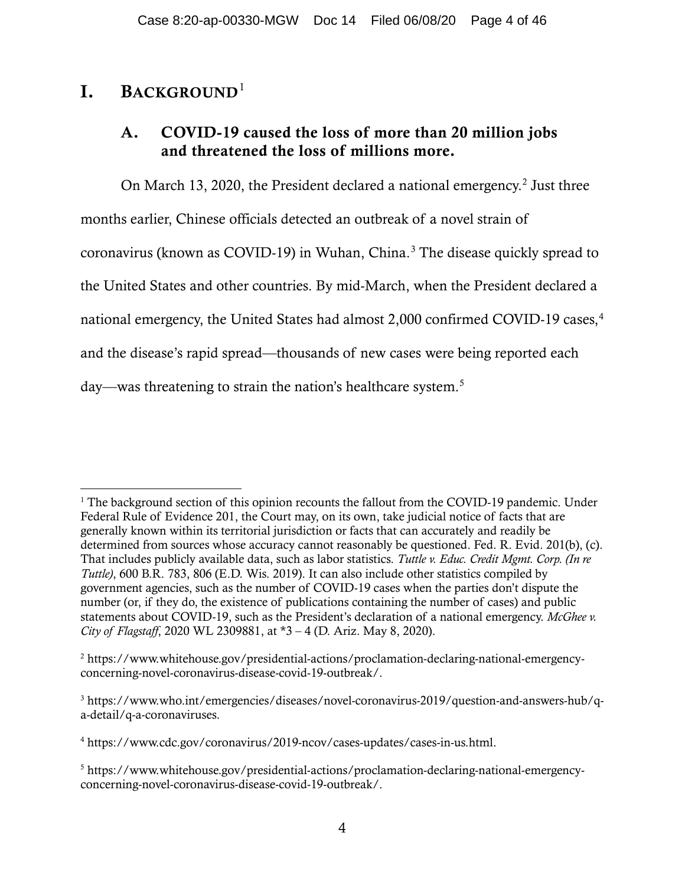# I. Background[1]

## A. COVID-19 caused the loss of more than 20 million jobs and threatened the loss of millions more.

On March 13, 2020, the President declared a national emergency.[2] Just three months earlier, Chinese officials detected an outbreak of a novel strain of coronavirus (known as COVID-19) in Wuhan, China.[3] The disease quickly spread to the United States and other countries. By mid-March, when the President declared a national emergency, the United States had almost 2,000 confirmed COVID-19 cases,[4] and the disease's rapid spread—thousands of new cases were being reported each day—was threatening to strain the nation's healthcare system.[5]

---

[1] The background section of this opinion recounts the fallout from the COVID-19 pandemic. Under Federal Rule of Evidence 201, the Court may, on its own, take judicial notice of facts that are generally known within its territorial jurisdiction or facts that can accurately and readily be determined from sources whose accuracy cannot reasonably be questioned. Fed. R. Evid. 201(b), (c). That includes publicly available data, such as labor statistics. *Tuttle v. Educ. Credit Mgmt. Corp. (In re Tuttle)*, 600 B.R. 783, 806 (E.D. Wis. 2019). It can also include other statistics compiled by government agencies, such as the number of COVID-19 cases when the parties don't dispute the number (or, if they do, the existence of publications containing the number of cases) and public statements about COVID-19, such as the President's declaration of a national emergency. *McGhee v. City of Flagstaff*, 2020 WL 2309881, at *3 – 4 (D. Ariz. May 8, 2020).

[2] https://www.whitehouse.gov/presidential-actions/proclamation-declaring-national-emergency-concerning-novel-coronavirus-disease-covid-19-outbreak/.

[3] https://www.who.int/emergencies/diseases/novel-coronavirus-2019/question-and-answers-hub/q-a-detail/q-a-coronaviruses.

[4] https://www.cdc.gov/coronavirus/2019-ncov/cases-updates/cases-in-us.html.

[5] https://www.whitehouse.gov/presidential-actions/proclamation-declaring-national-emergency-concerning-novel-coronavirus-disease-covid-19-outbreak/.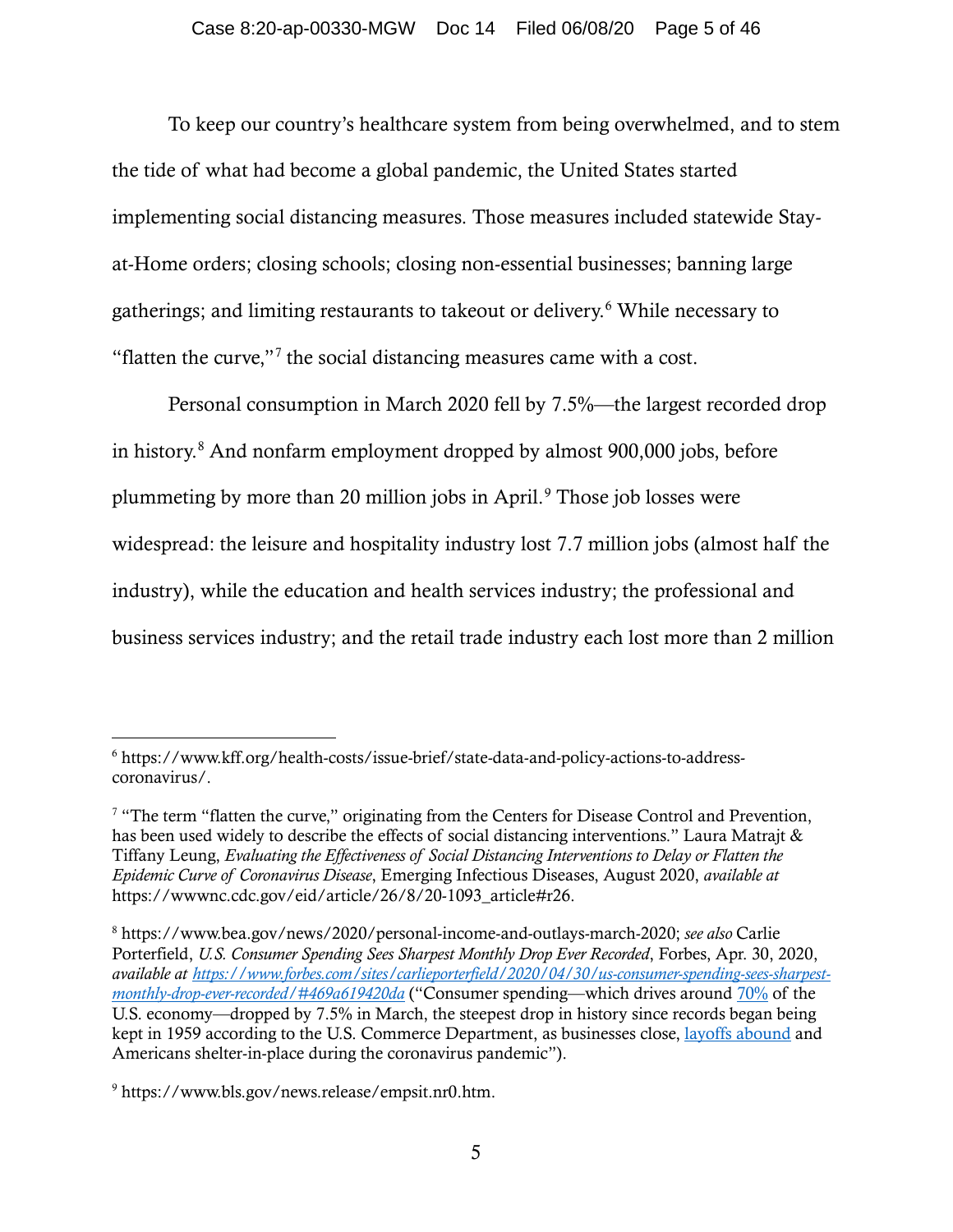To keep our country's healthcare system from being overwhelmed, and to stem the tide of what had become a global pandemic, the United States started implementing social distancing measures. Those measures included statewide Stay-at-Home orders; closing schools; closing non-essential businesses; banning large gatherings; and limiting restaurants to takeout or delivery.[6] While necessary to "flatten the curve,"[7] the social distancing measures came with a cost.

Personal consumption in March 2020 fell by 7.5%—the largest recorded drop in history.[8] And nonfarm employment dropped by almost 900,000 jobs, before plummeting by more than 20 million jobs in April.[9] Those job losses were widespread: the leisure and hospitality industry lost 7.7 million jobs (almost half the industry), while the education and health services industry; the professional and business services industry; and the retail trade industry each lost more than 2 million

---

[6] https://www.kff.org/health-costs/issue-brief/state-data-and-policy-actions-to-address-coronavirus/.

[7] "The term "flatten the curve," originating from the Centers for Disease Control and Prevention, has been used widely to describe the effects of social distancing interventions." Laura Matrajt & Tiffany Leung, *Evaluating the Effectiveness of Social Distancing Interventions to Delay or Flatten the Epidemic Curve of Coronavirus Disease*, Emerging Infectious Diseases, August 2020, *available at* https://wwwnc.cdc.gov/eid/article/26/8/20-1093_article#r26.

[8] https://www.bea.gov/news/2020/personal-income-and-outlays-march-2020; *see also* Carlie Porterfield, *U.S. Consumer Spending Sees Sharpest Monthly Drop Ever Recorded*, Forbes, Apr. 30, 2020, *available at* *https://www.forbes.com/sites/carlieporterfield/2020/04/30/us-consumer-spending-sees-sharpest-monthly-drop-ever-recorded/#469a619420da* ("Consumer spending—which drives around 70% of the U.S. economy—dropped by 7.5% in March, the steepest drop in history since records began being kept in 1959 according to the U.S. Commerce Department, as businesses close, layoffs abound and Americans shelter-in-place during the coronavirus pandemic").

[9] https://www.bls.gov/news.release/empsit.nr0.htm.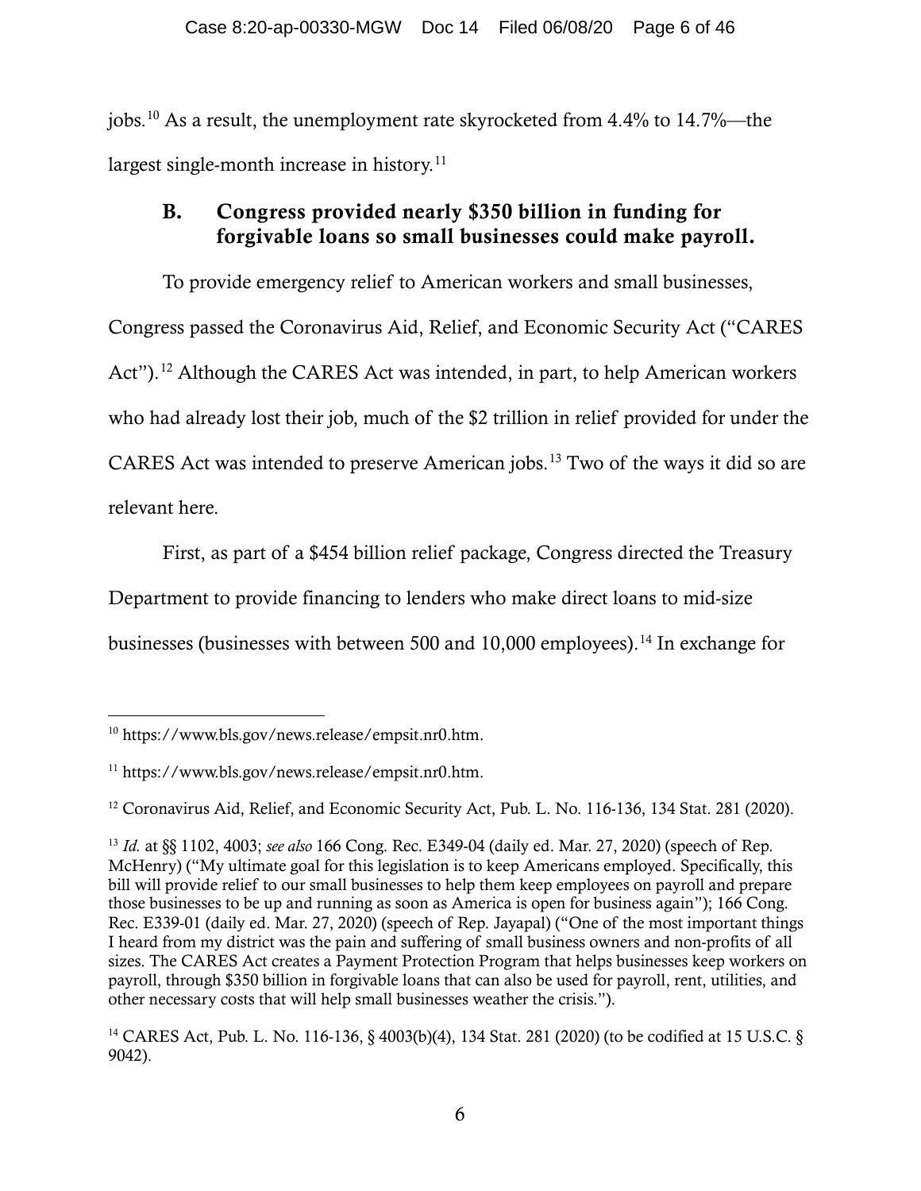jobs.[10] As a result, the unemployment rate skyrocketed from 4.4% to 14.7%—the largest single-month increase in history.[11]

### B. Congress provided nearly $350 billion in funding for forgivable loans so small businesses could make payroll.

To provide emergency relief to American workers and small businesses, Congress passed the Coronavirus Aid, Relief, and Economic Security Act ("CARES Act").[12] Although the CARES Act was intended, in part, to help American workers who had already lost their job, much of the $2 trillion in relief provided for under the CARES Act was intended to preserve American jobs.[13] Two of the ways it did so are relevant here.

First, as part of a $454 billion relief package, Congress directed the Treasury Department to provide financing to lenders who make direct loans to mid-size businesses (businesses with between 500 and 10,000 employees).[14] In exchange for

---

[10] https://www.bls.gov/news.release/empsit.nr0.htm.

[11] https://www.bls.gov/news.release/empsit.nr0.htm.

[12] Coronavirus Aid, Relief, and Economic Security Act, Pub. L. No. 116-136, 134 Stat. 281 (2020).

[13] *Id.* at §§ 1102, 4003; *see also* 166 Cong. Rec. E349-04 (daily ed. Mar. 27, 2020) (speech of Rep. McHenry) ("My ultimate goal for this legislation is to keep Americans employed. Specifically, this bill will provide relief to our small businesses to help them keep employees on payroll and prepare those businesses to be up and running as soon as America is open for business again"); 166 Cong. Rec. E339-01 (daily ed. Mar. 27, 2020) (speech of Rep. Jayapal) ("One of the most important things I heard from my district was the pain and suffering of small business owners and non-profits of all sizes. The CARES Act creates a Payment Protection Program that helps businesses keep workers on payroll, through $350 billion in forgivable loans that can also be used for payroll, rent, utilities, and other necessary costs that will help small businesses weather the crisis.").

[14] CARES Act, Pub. L. No. 116-136, § 4003(b)(4), 134 Stat. 281 (2020) (to be codified at 15 U.S.C. § 9042).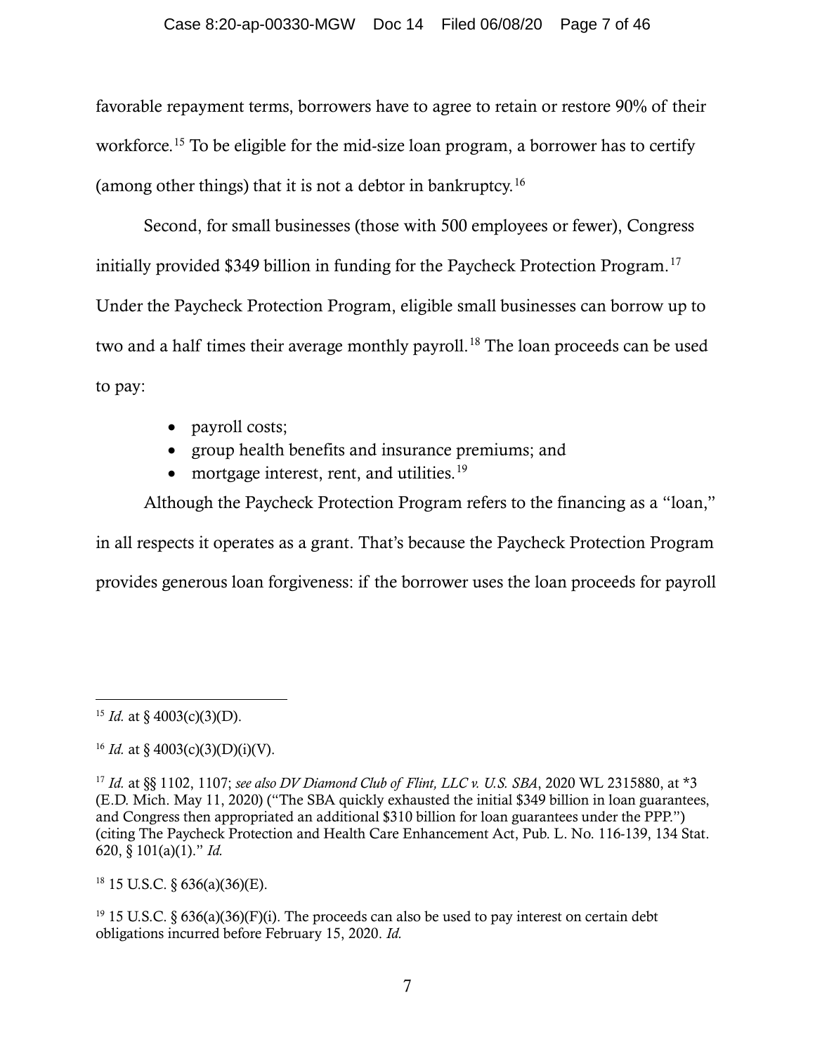favorable repayment terms, borrowers have to agree to retain or restore 90% of their workforce.[15] To be eligible for the mid-size loan program, a borrower has to certify (among other things) that it is not a debtor in bankruptcy.[16]

Second, for small businesses (those with 500 employees or fewer), Congress initially provided $349 billion in funding for the Paycheck Protection Program.[17] Under the Paycheck Protection Program, eligible small businesses can borrow up to two and a half times their average monthly payroll.[18] The loan proceeds can be used to pay:

- payroll costs;
- group health benefits and insurance premiums; and
- mortgage interest, rent, and utilities.[19]

Although the Paycheck Protection Program refers to the financing as a "loan," in all respects it operates as a grant. That's because the Paycheck Protection Program provides generous loan forgiveness: if the borrower uses the loan proceeds for payroll

---

[15] *Id.* at § 4003(c)(3)(D).

[16] *Id.* at § 4003(c)(3)(D)(i)(V).

[17] *Id.* at §§ 1102, 1107; *see also DV Diamond Club of Flint, LLC v. U.S. SBA*, 2020 WL 2315880, at *3 (E.D. Mich. May 11, 2020) ("The SBA quickly exhausted the initial $349 billion in loan guarantees, and Congress then appropriated an additional $310 billion for loan guarantees under the PPP.") (citing The Paycheck Protection and Health Care Enhancement Act, Pub. L. No. 116-139, 134 Stat. 620, § 101(a)(1)." *Id.*

[18] 15 U.S.C. § 636(a)(36)(E).

[19] 15 U.S.C. § 636(a)(36)(F)(i). The proceeds can also be used to pay interest on certain debt obligations incurred before February 15, 2020. *Id.*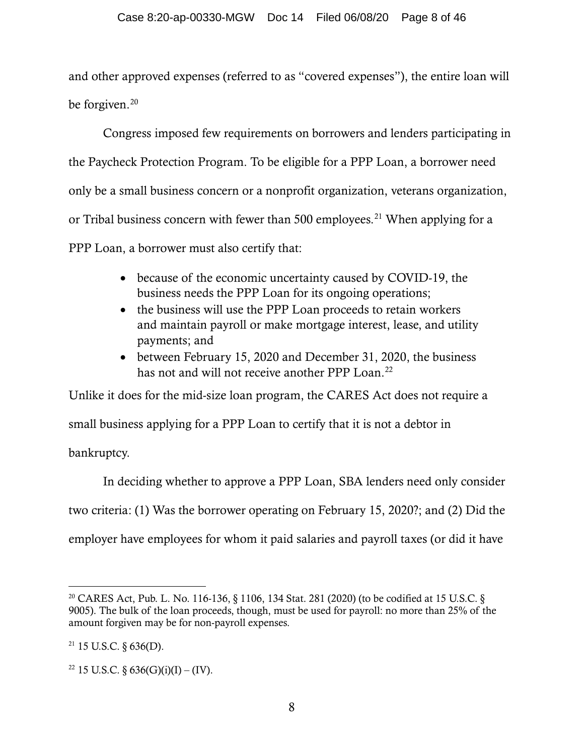and other approved expenses (referred to as "covered expenses"), the entire loan will be forgiven.[20]

Congress imposed few requirements on borrowers and lenders participating in the Paycheck Protection Program. To be eligible for a PPP Loan, a borrower need only be a small business concern or a nonprofit organization, veterans organization, or Tribal business concern with fewer than 500 employees.[21] When applying for a PPP Loan, a borrower must also certify that:

- because of the economic uncertainty caused by COVID-19, the business needs the PPP Loan for its ongoing operations;
- the business will use the PPP Loan proceeds to retain workers and maintain payroll or make mortgage interest, lease, and utility payments; and
- between February 15, 2020 and December 31, 2020, the business has not and will not receive another PPP Loan.[22]

Unlike it does for the mid-size loan program, the CARES Act does not require a small business applying for a PPP Loan to certify that it is not a debtor in bankruptcy.

In deciding whether to approve a PPP Loan, SBA lenders need only consider two criteria: (1) Was the borrower operating on February 15, 2020?; and (2) Did the employer have employees for whom it paid salaries and payroll taxes (or did it have

---

[20] CARES Act, Pub. L. No. 116-136, § 1106, 134 Stat. 281 (2020) (to be codified at 15 U.S.C. § 9005). The bulk of the loan proceeds, though, must be used for payroll: no more than 25% of the amount forgiven may be for non-payroll expenses.

[21] 15 U.S.C. § 636(D).

[22] 15 U.S.C. § 636(G)(i)(I) – (IV).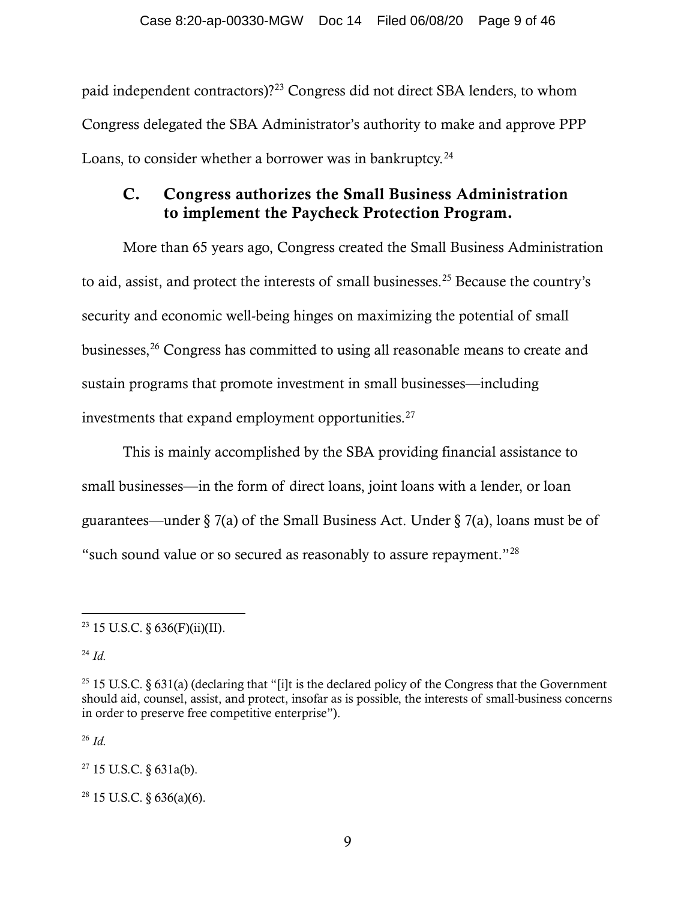paid independent contractors)?[23] Congress did not direct SBA lenders, to whom Congress delegated the SBA Administrator's authority to make and approve PPP Loans, to consider whether a borrower was in bankruptcy.[24]

### C. Congress authorizes the Small Business Administration to implement the Paycheck Protection Program.

More than 65 years ago, Congress created the Small Business Administration to aid, assist, and protect the interests of small businesses.[25] Because the country's security and economic well-being hinges on maximizing the potential of small businesses,[26] Congress has committed to using all reasonable means to create and sustain programs that promote investment in small businesses—including investments that expand employment opportunities.[27]

This is mainly accomplished by the SBA providing financial assistance to small businesses—in the form of direct loans, joint loans with a lender, or loan guarantees—under § 7(a) of the Small Business Act. Under § 7(a), loans must be of "such sound value or so secured as reasonably to assure repayment."[28]

---

[23] 15 U.S.C. § 636(F)(ii)(II).

[24] *Id.*

[25] 15 U.S.C. § 631(a) (declaring that "[i]t is the declared policy of the Congress that the Government should aid, counsel, assist, and protect, insofar as is possible, the interests of small-business concerns in order to preserve free competitive enterprise").

[26] *Id.*

[27] 15 U.S.C. § 631a(b).

[28] 15 U.S.C. § 636(a)(6).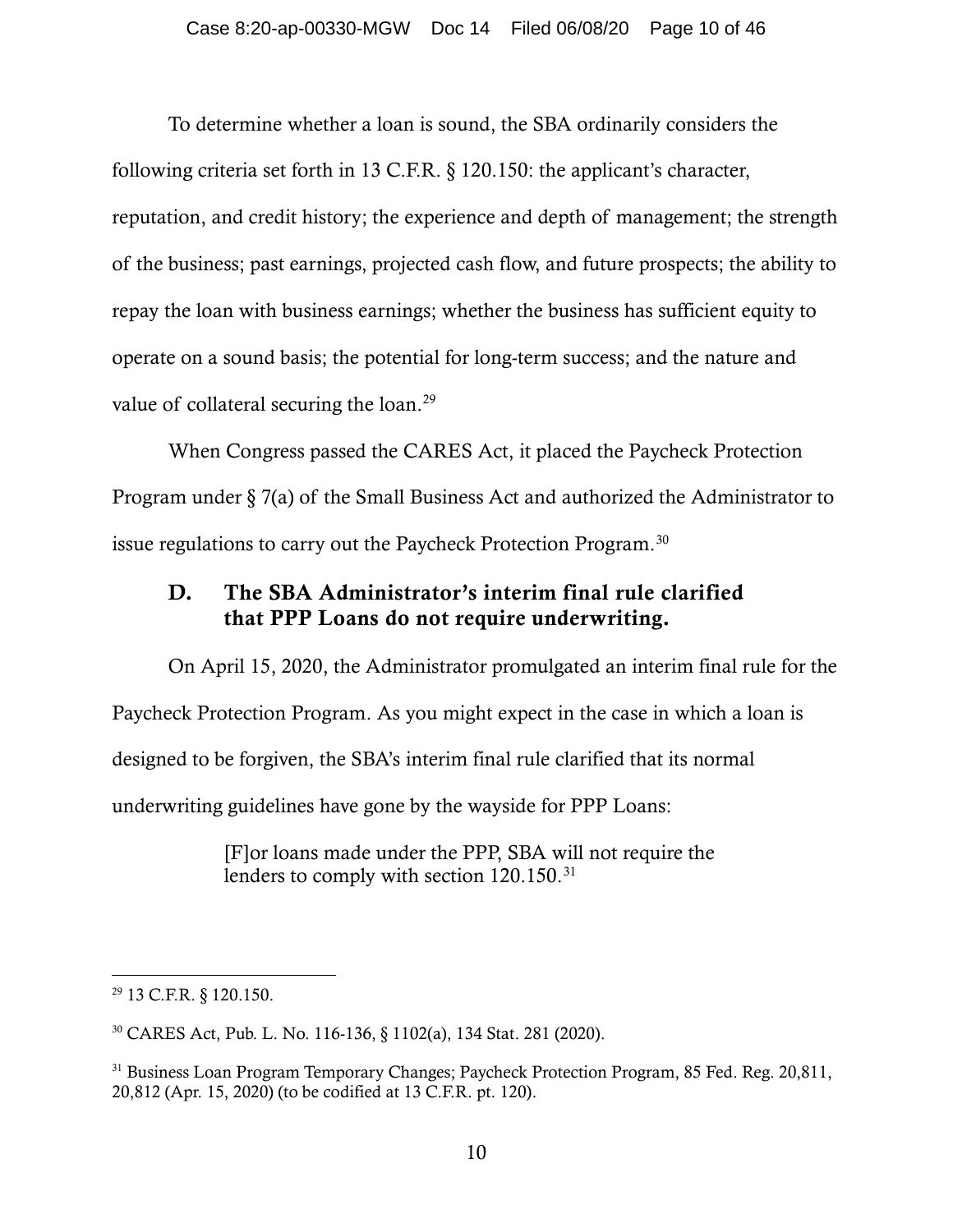To determine whether a loan is sound, the SBA ordinarily considers the following criteria set forth in 13 C.F.R. § 120.150: the applicant's character, reputation, and credit history; the experience and depth of management; the strength of the business; past earnings, projected cash flow, and future prospects; the ability to repay the loan with business earnings; whether the business has sufficient equity to operate on a sound basis; the potential for long-term success; and the nature and value of collateral securing the loan.[29]

When Congress passed the CARES Act, it placed the Paycheck Protection Program under § 7(a) of the Small Business Act and authorized the Administrator to issue regulations to carry out the Paycheck Protection Program.[30]

### D. The SBA Administrator's interim final rule clarified that PPP Loans do not require underwriting.

On April 15, 2020, the Administrator promulgated an interim final rule for the Paycheck Protection Program. As you might expect in the case in which a loan is designed to be forgiven, the SBA's interim final rule clarified that its normal underwriting guidelines have gone by the wayside for PPP Loans:

> [F]or loans made under the PPP, SBA will not require the lenders to comply with section 120.150.[31]

---

[29] 13 C.F.R. § 120.150.

[30] CARES Act, Pub. L. No. 116-136, § 1102(a), 134 Stat. 281 (2020).

[31] Business Loan Program Temporary Changes; Paycheck Protection Program, 85 Fed. Reg. 20,811, 20,812 (Apr. 15, 2020) (to be codified at 13 C.F.R. pt. 120).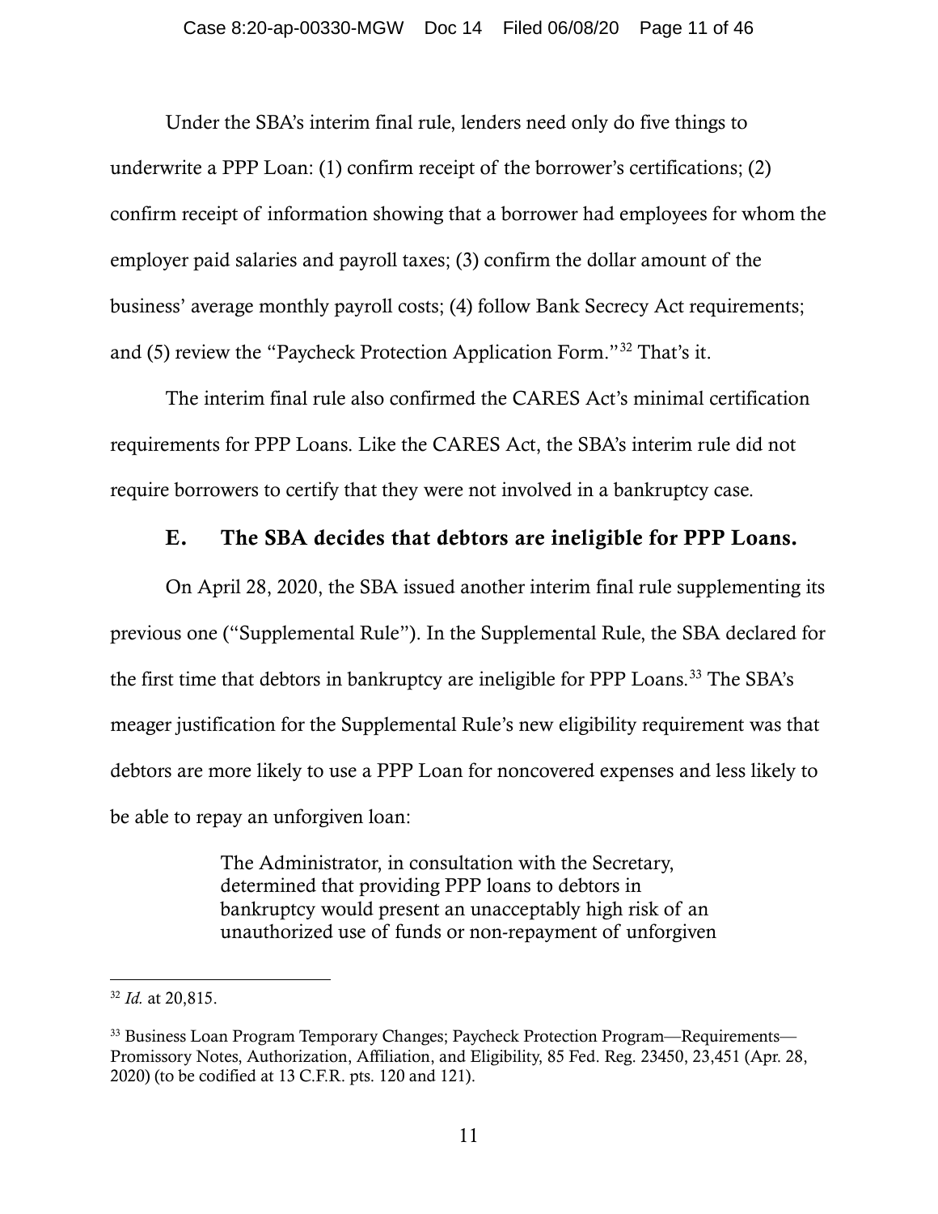Under the SBA's interim final rule, lenders need only do five things to underwrite a PPP Loan: (1) confirm receipt of the borrower's certifications; (2) confirm receipt of information showing that a borrower had employees for whom the employer paid salaries and payroll taxes; (3) confirm the dollar amount of the business' average monthly payroll costs; (4) follow Bank Secrecy Act requirements; and (5) review the "Paycheck Protection Application Form."[32] That's it.

The interim final rule also confirmed the CARES Act's minimal certification requirements for PPP Loans. Like the CARES Act, the SBA's interim rule did not require borrowers to certify that they were not involved in a bankruptcy case.

### E. The SBA decides that debtors are ineligible for PPP Loans.

On April 28, 2020, the SBA issued another interim final rule supplementing its previous one ("Supplemental Rule"). In the Supplemental Rule, the SBA declared for the first time that debtors in bankruptcy are ineligible for PPP Loans.[33] The SBA's meager justification for the Supplemental Rule's new eligibility requirement was that debtors are more likely to use a PPP Loan for noncovered expenses and less likely to be able to repay an unforgiven loan:

> The Administrator, in consultation with the Secretary, determined that providing PPP loans to debtors in bankruptcy would present an unacceptably high risk of an unauthorized use of funds or non-repayment of unforgiven

---

[32] *Id.* at 20,815.

[33] Business Loan Program Temporary Changes; Paycheck Protection Program—Requirements—Promissory Notes, Authorization, Affiliation, and Eligibility, 85 Fed. Reg. 23450, 23,451 (Apr. 28, 2020) (to be codified at 13 C.F.R. pts. 120 and 121).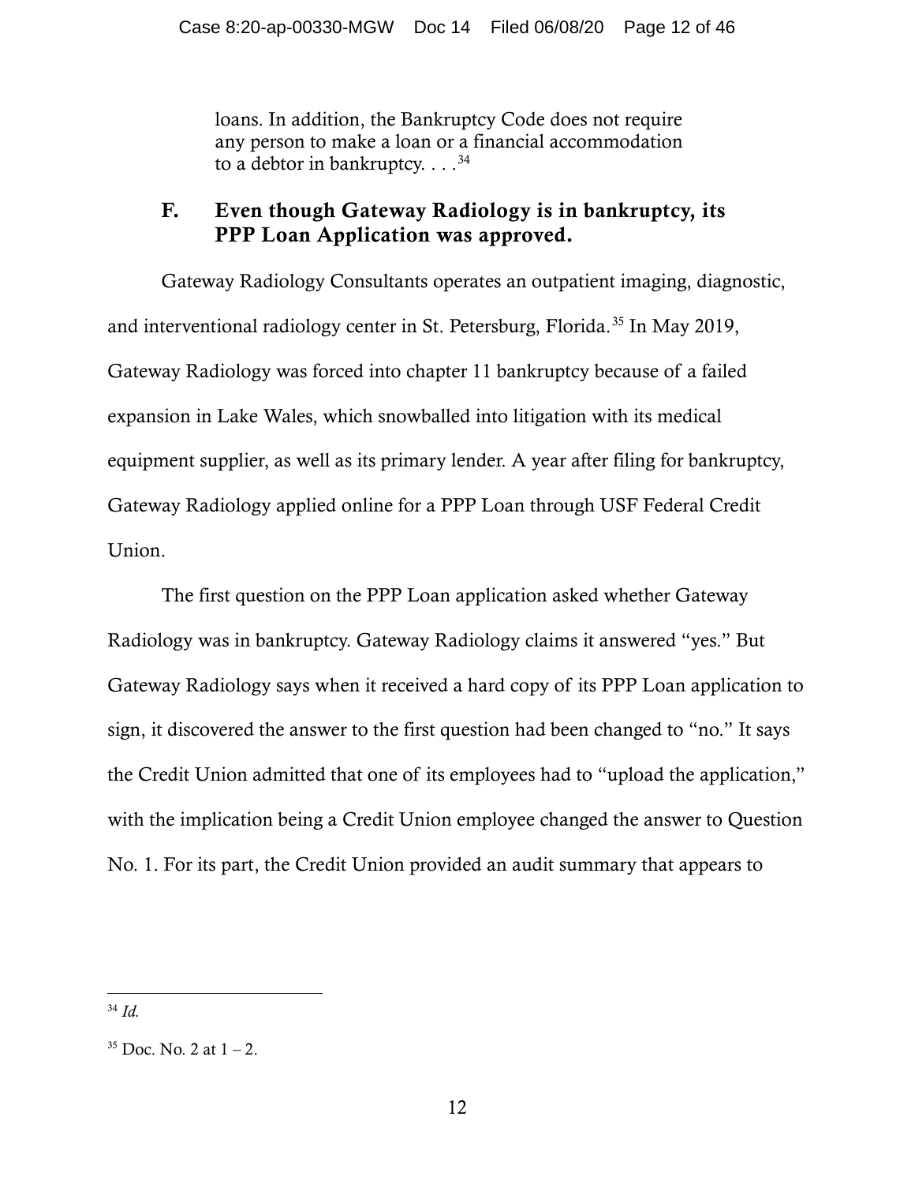> loans. In addition, the Bankruptcy Code does not require any person to make a loan or a financial accommodation to a debtor in bankruptcy. . . .[34]

### F. Even though Gateway Radiology is in bankruptcy, its PPP Loan Application was approved.

Gateway Radiology Consultants operates an outpatient imaging, diagnostic, and interventional radiology center in St. Petersburg, Florida.[35] In May 2019, Gateway Radiology was forced into chapter 11 bankruptcy because of a failed expansion in Lake Wales, which snowballed into litigation with its medical equipment supplier, as well as its primary lender. A year after filing for bankruptcy, Gateway Radiology applied online for a PPP Loan through USF Federal Credit Union.

The first question on the PPP Loan application asked whether Gateway Radiology was in bankruptcy. Gateway Radiology claims it answered "yes." But Gateway Radiology says when it received a hard copy of its PPP Loan application to sign, it discovered the answer to the first question had been changed to "no." It says the Credit Union admitted that one of its employees had to "upload the application," with the implication being a Credit Union employee changed the answer to Question No. 1. For its part, the Credit Union provided an audit summary that appears to

---

[34] *Id.*

[35] Doc. No. 2 at 1 – 2.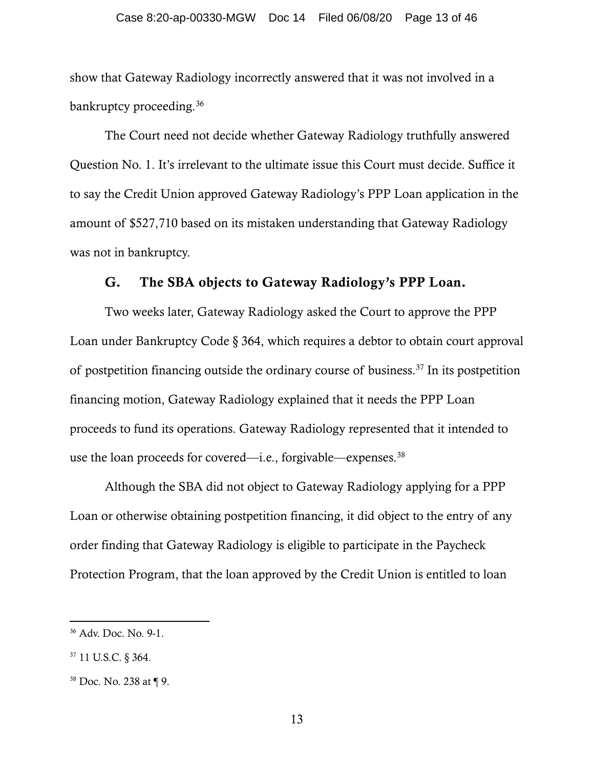show that Gateway Radiology incorrectly answered that it was not involved in a bankruptcy proceeding.[36]

The Court need not decide whether Gateway Radiology truthfully answered Question No. 1. It's irrelevant to the ultimate issue this Court must decide. Suffice it to say the Credit Union approved Gateway Radiology's PPP Loan application in the amount of $527,710 based on its mistaken understanding that Gateway Radiology was not in bankruptcy.

### G. The SBA objects to Gateway Radiology's PPP Loan.

Two weeks later, Gateway Radiology asked the Court to approve the PPP Loan under Bankruptcy Code § 364, which requires a debtor to obtain court approval of postpetition financing outside the ordinary course of business.[37] In its postpetition financing motion, Gateway Radiology explained that it needs the PPP Loan proceeds to fund its operations. Gateway Radiology represented that it intended to use the loan proceeds for covered—i.e., forgivable—expenses.[38]

Although the SBA did not object to Gateway Radiology applying for a PPP Loan or otherwise obtaining postpetition financing, it did object to the entry of any order finding that Gateway Radiology is eligible to participate in the Paycheck Protection Program, that the loan approved by the Credit Union is entitled to loan

---

[36] Adv. Doc. No. 9-1.

[37] 11 U.S.C. § 364.

[38] Doc. No. 238 at ¶ 9.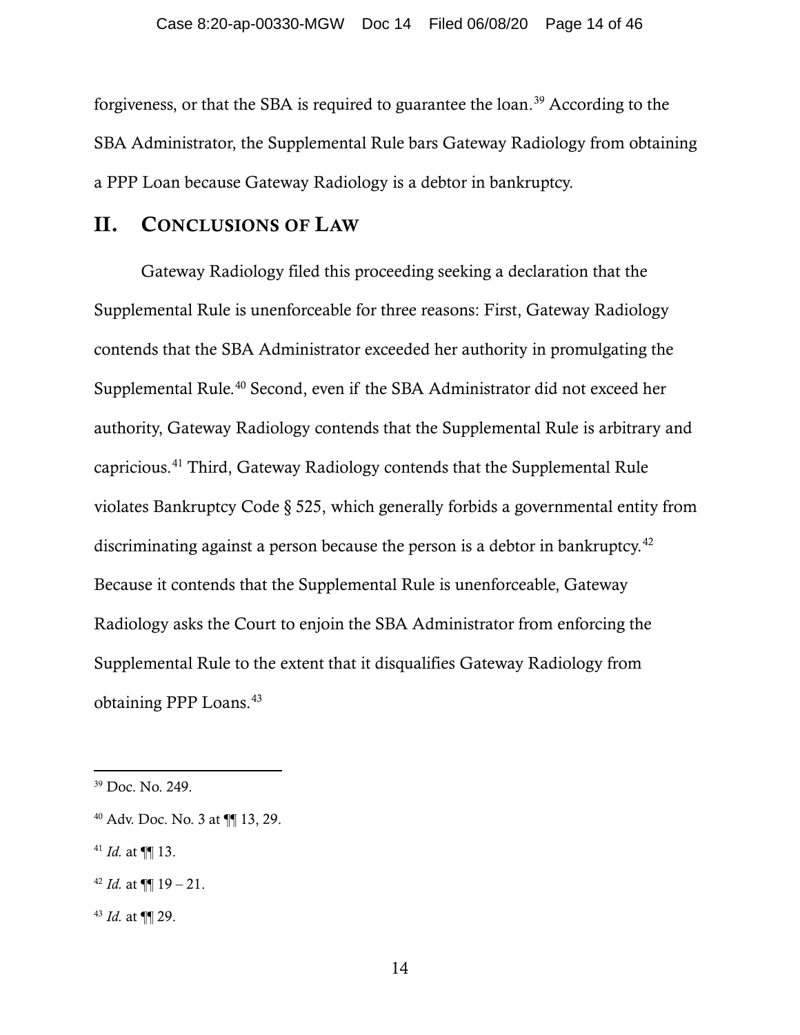forgiveness, or that the SBA is required to guarantee the loan.[39] According to the SBA Administrator, the Supplemental Rule bars Gateway Radiology from obtaining a PPP Loan because Gateway Radiology is a debtor in bankruptcy.

## II. Conclusions of Law

Gateway Radiology filed this proceeding seeking a declaration that the Supplemental Rule is unenforceable for three reasons: First, Gateway Radiology contends that the SBA Administrator exceeded her authority in promulgating the Supplemental Rule.[40] Second, even if the SBA Administrator did not exceed her authority, Gateway Radiology contends that the Supplemental Rule is arbitrary and capricious.[41] Third, Gateway Radiology contends that the Supplemental Rule violates Bankruptcy Code § 525, which generally forbids a governmental entity from discriminating against a person because the person is a debtor in bankruptcy.[42] Because it contends that the Supplemental Rule is unenforceable, Gateway Radiology asks the Court to enjoin the SBA Administrator from enforcing the Supplemental Rule to the extent that it disqualifies Gateway Radiology from obtaining PPP Loans.[43]

---

[39] Doc. No. 249.

[40] Adv. Doc. No. 3 at ¶¶ 13, 29.

[41] *Id.* at ¶¶ 13.

[42] *Id.* at ¶¶ 19 – 21.

[43] *Id.* at ¶¶ 29.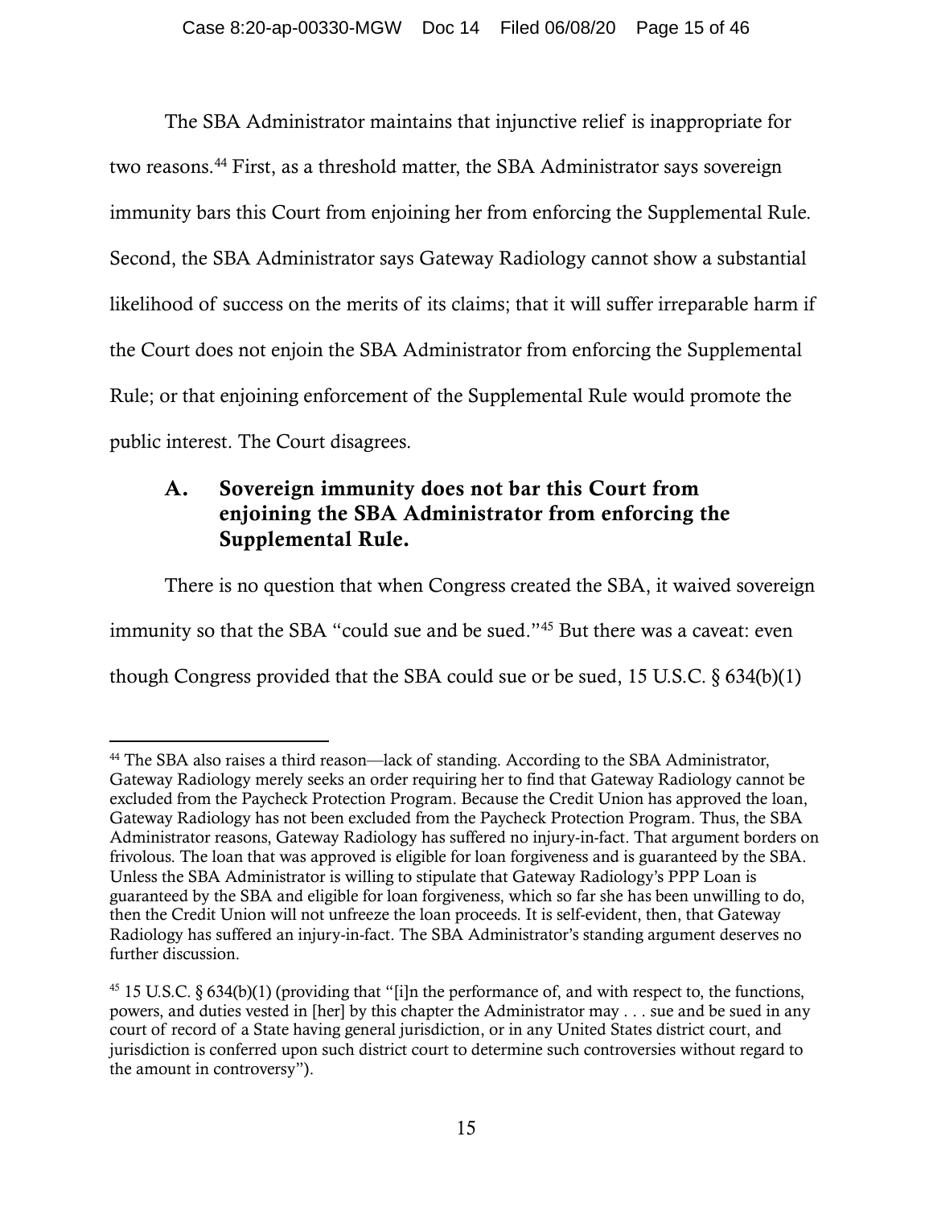The SBA Administrator maintains that injunctive relief is inappropriate for two reasons.[44] First, as a threshold matter, the SBA Administrator says sovereign immunity bars this Court from enjoining her from enforcing the Supplemental Rule. Second, the SBA Administrator says Gateway Radiology cannot show a substantial likelihood of success on the merits of its claims; that it will suffer irreparable harm if the Court does not enjoin the SBA Administrator from enforcing the Supplemental Rule; or that enjoining enforcement of the Supplemental Rule would promote the public interest. The Court disagrees.

### A. Sovereign immunity does not bar this Court from enjoining the SBA Administrator from enforcing the Supplemental Rule.

There is no question that when Congress created the SBA, it waived sovereign immunity so that the SBA "could sue and be sued."[45] But there was a caveat: even though Congress provided that the SBA could sue or be sued, 15 U.S.C. § 634(b)(1)

---

[44] The SBA also raises a third reason—lack of standing. According to the SBA Administrator, Gateway Radiology merely seeks an order requiring her to find that Gateway Radiology cannot be excluded from the Paycheck Protection Program. Because the Credit Union has approved the loan, Gateway Radiology has not been excluded from the Paycheck Protection Program. Thus, the SBA Administrator reasons, Gateway Radiology has suffered no injury-in-fact. That argument borders on frivolous. The loan that was approved is eligible for loan forgiveness and is guaranteed by the SBA. Unless the SBA Administrator is willing to stipulate that Gateway Radiology's PPP Loan is guaranteed by the SBA and eligible for loan forgiveness, which so far she has been unwilling to do, then the Credit Union will not unfreeze the loan proceeds. It is self-evident, then, that Gateway Radiology has suffered an injury-in-fact. The SBA Administrator's standing argument deserves no further discussion.

[45] 15 U.S.C. § 634(b)(1) (providing that "[i]n the performance of, and with respect to, the functions, powers, and duties vested in [her] by this chapter the Administrator may . . . sue and be sued in any court of record of a State having general jurisdiction, or in any United States district court, and jurisdiction is conferred upon such district court to determine such controversies without regard to the amount in controversy").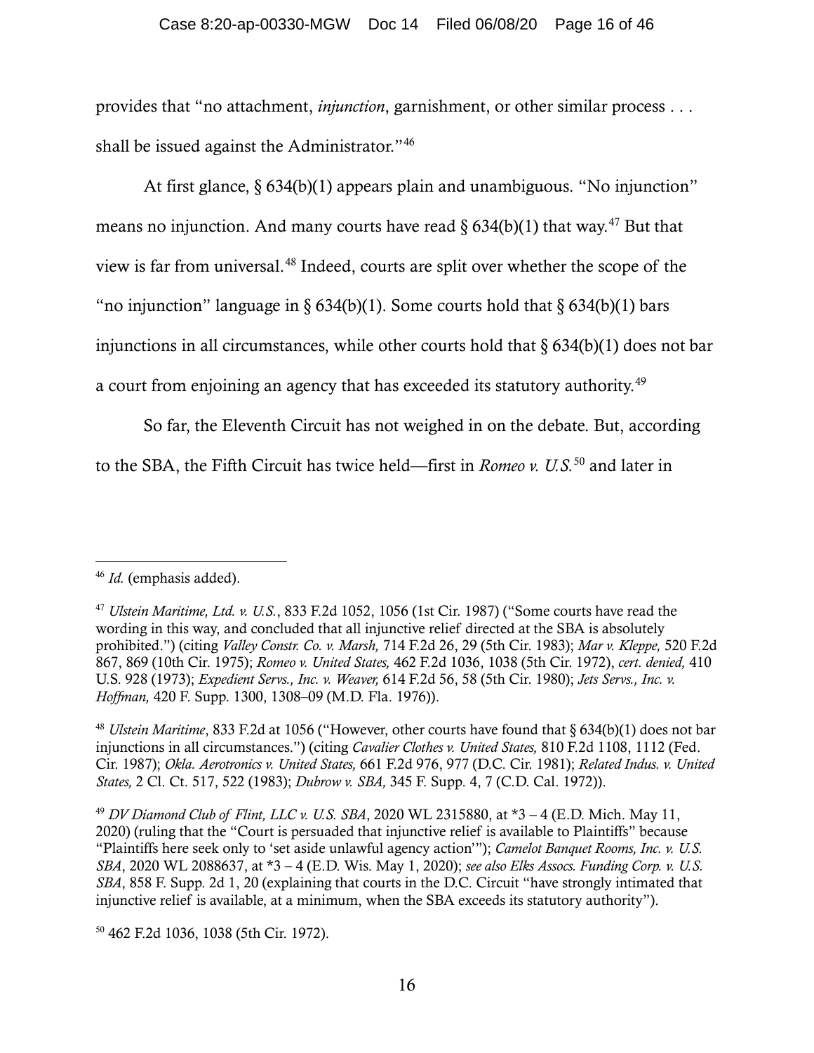provides that "no attachment, *injunction*, garnishment, or other similar process . . . shall be issued against the Administrator."[46]

At first glance, § 634(b)(1) appears plain and unambiguous. "No injunction" means no injunction. And many courts have read § 634(b)(1) that way.[47] But that view is far from universal.[48] Indeed, courts are split over whether the scope of the "no injunction" language in § 634(b)(1). Some courts hold that § 634(b)(1) bars injunctions in all circumstances, while other courts hold that § 634(b)(1) does not bar a court from enjoining an agency that has exceeded its statutory authority.[49]

So far, the Eleventh Circuit has not weighed in on the debate. But, according to the SBA, the Fifth Circuit has twice held—first in *Romeo v. U.S.*[50] and later in

---

[46] *Id.* (emphasis added).

[47] *Ulstein Maritime, Ltd. v. U.S.*, 833 F.2d 1052, 1056 (1st Cir. 1987) ("Some courts have read the wording in this way, and concluded that all injunctive relief directed at the SBA is absolutely prohibited.") (citing *Valley Constr. Co. v. Marsh,* 714 F.2d 26, 29 (5th Cir. 1983); *Mar v. Kleppe,* 520 F.2d 867, 869 (10th Cir. 1975); *Romeo v. United States,* 462 F.2d 1036, 1038 (5th Cir. 1972), *cert. denied,* 410 U.S. 928 (1973); *Expedient Servs., Inc. v. Weaver,* 614 F.2d 56, 58 (5th Cir. 1980); *Jets Servs., Inc. v. Hoffman,* 420 F. Supp. 1300, 1308–09 (M.D. Fla. 1976)).

[48] *Ulstein Maritime*, 833 F.2d at 1056 ("However, other courts have found that § 634(b)(1) does not bar injunctions in all circumstances.") (citing *Cavalier Clothes v. United States,* 810 F.2d 1108, 1112 (Fed. Cir. 1987); *Okla. Aerotronics v. United States,* 661 F.2d 976, 977 (D.C. Cir. 1981); *Related Indus. v. United States,* 2 Cl. Ct. 517, 522 (1983); *Dubrow v. SBA,* 345 F. Supp. 4, 7 (C.D. Cal. 1972)).

[49] *DV Diamond Club of Flint, LLC v. U.S. SBA*, 2020 WL 2315880, at *3 – 4 (E.D. Mich. May 11, 2020) (ruling that the "Court is persuaded that injunctive relief is available to Plaintiffs" because "Plaintiffs here seek only to 'set aside unlawful agency action'"); *Camelot Banquet Rooms, Inc. v. U.S. SBA*, 2020 WL 2088637, at *3 – 4 (E.D. Wis. May 1, 2020); *see also Elks Assocs. Funding Corp. v. U.S. SBA*, 858 F. Supp. 2d 1, 20 (explaining that courts in the D.C. Circuit "have strongly intimated that injunctive relief is available, at a minimum, when the SBA exceeds its statutory authority").

[50] 462 F.2d 1036, 1038 (5th Cir. 1972).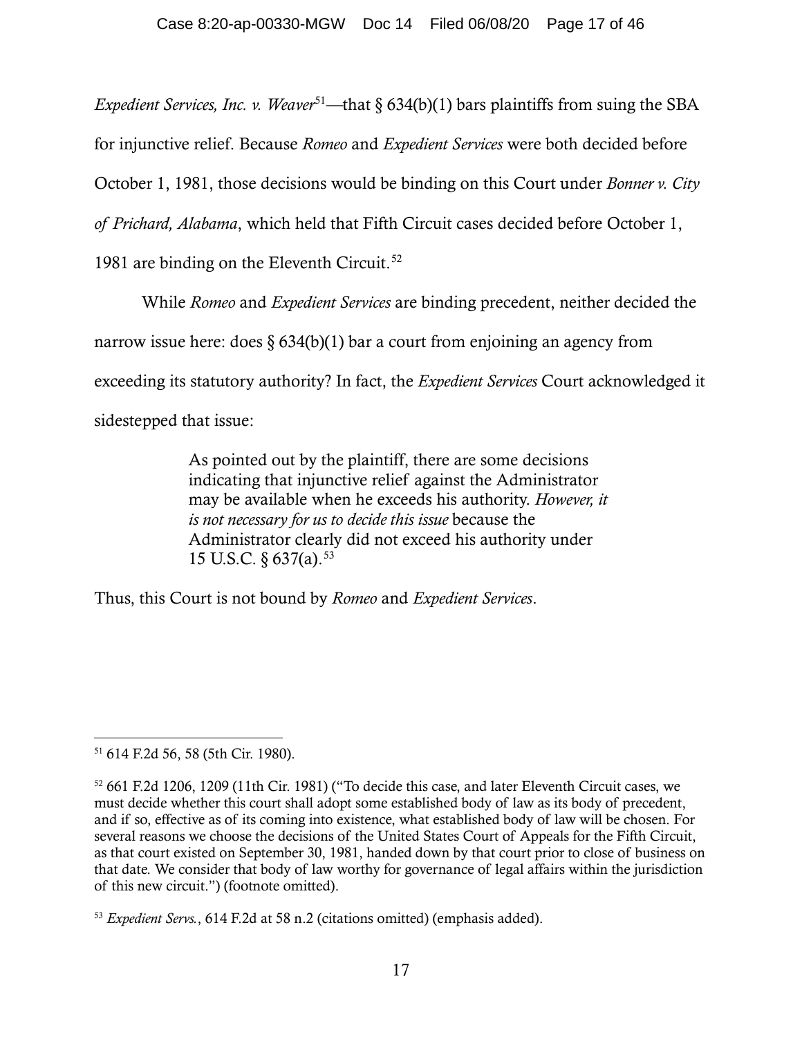*Expedient Services, Inc. v. Weaver*[51]—that § 634(b)(1) bars plaintiffs from suing the SBA for injunctive relief. Because *Romeo* and *Expedient Services* were both decided before October 1, 1981, those decisions would be binding on this Court under *Bonner v. City of Prichard, Alabama*, which held that Fifth Circuit cases decided before October 1, 1981 are binding on the Eleventh Circuit.[52]

While *Romeo* and *Expedient Services* are binding precedent, neither decided the narrow issue here: does § 634(b)(1) bar a court from enjoining an agency from exceeding its statutory authority? In fact, the *Expedient Services* Court acknowledged it sidestepped that issue:

> As pointed out by the plaintiff, there are some decisions indicating that injunctive relief against the Administrator may be available when he exceeds his authority. *However, it is not necessary for us to decide this issue* because the Administrator clearly did not exceed his authority under 15 U.S.C. § 637(a).[53]

Thus, this Court is not bound by *Romeo* and *Expedient Services*.

---

[51] 614 F.2d 56, 58 (5th Cir. 1980).

[52] 661 F.2d 1206, 1209 (11th Cir. 1981) ("To decide this case, and later Eleventh Circuit cases, we must decide whether this court shall adopt some established body of law as its body of precedent, and if so, effective as of its coming into existence, what established body of law will be chosen. For several reasons we choose the decisions of the United States Court of Appeals for the Fifth Circuit, as that court existed on September 30, 1981, handed down by that court prior to close of business on that date. We consider that body of law worthy for governance of legal affairs within the jurisdiction of this new circuit.") (footnote omitted).

[53] *Expedient Servs.*, 614 F.2d at 58 n.2 (citations omitted) (emphasis added).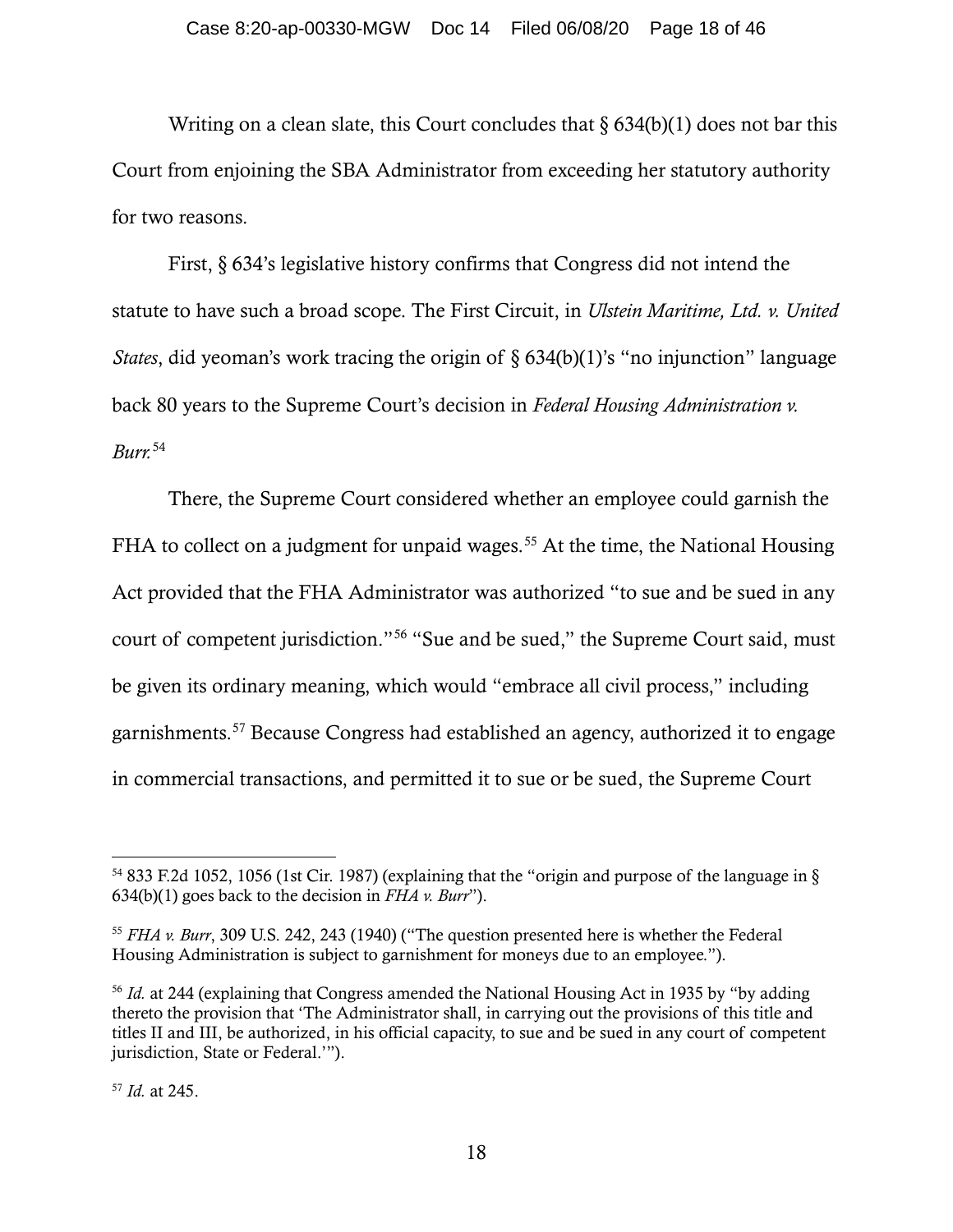Writing on a clean slate, this Court concludes that § 634(b)(1) does not bar this Court from enjoining the SBA Administrator from exceeding her statutory authority for two reasons.

First, § 634's legislative history confirms that Congress did not intend the statute to have such a broad scope. The First Circuit, in *Ulstein Maritime, Ltd. v. United States*, did yeoman's work tracing the origin of § 634(b)(1)'s "no injunction" language back 80 years to the Supreme Court's decision in *Federal Housing Administration v. Burr.*[54]

There, the Supreme Court considered whether an employee could garnish the FHA to collect on a judgment for unpaid wages.[55] At the time, the National Housing Act provided that the FHA Administrator was authorized "to sue and be sued in any court of competent jurisdiction."[56] "Sue and be sued," the Supreme Court said, must be given its ordinary meaning, which would "embrace all civil process," including garnishments.[57] Because Congress had established an agency, authorized it to engage in commercial transactions, and permitted it to sue or be sued, the Supreme Court

---

[54] 833 F.2d 1052, 1056 (1st Cir. 1987) (explaining that the "origin and purpose of the language in § 634(b)(1) goes back to the decision in *FHA v. Burr*").

[55] *FHA v. Burr*, 309 U.S. 242, 243 (1940) ("The question presented here is whether the Federal Housing Administration is subject to garnishment for moneys due to an employee.").

[56] *Id.* at 244 (explaining that Congress amended the National Housing Act in 1935 by "by adding thereto the provision that 'The Administrator shall, in carrying out the provisions of this title and titles II and III, be authorized, in his official capacity, to sue and be sued in any court of competent jurisdiction, State or Federal.'").

[57] *Id.* at 245.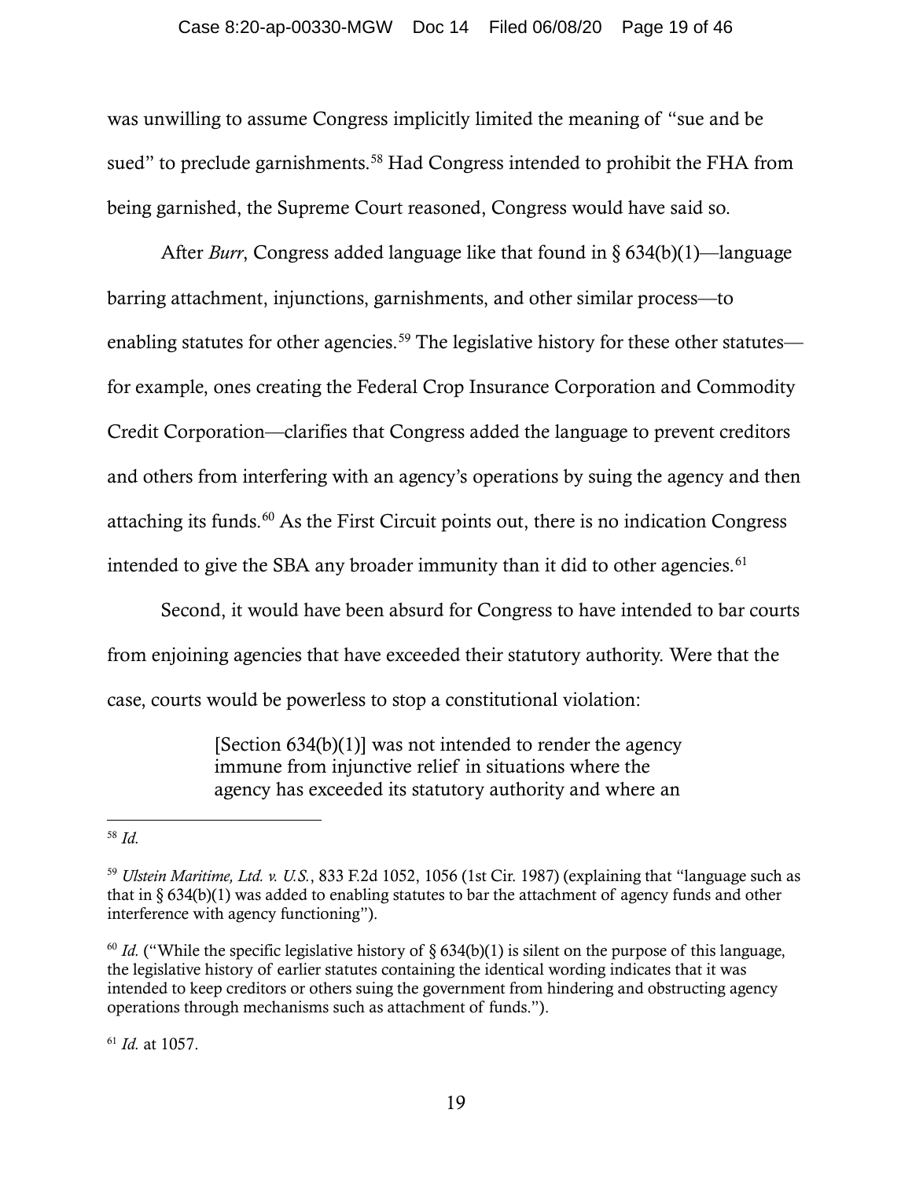was unwilling to assume Congress implicitly limited the meaning of "sue and be sued" to preclude garnishments.[58] Had Congress intended to prohibit the FHA from being garnished, the Supreme Court reasoned, Congress would have said so.

After *Burr*, Congress added language like that found in § 634(b)(1)—language barring attachment, injunctions, garnishments, and other similar process—to enabling statutes for other agencies.[59] The legislative history for these other statutes—for example, ones creating the Federal Crop Insurance Corporation and Commodity Credit Corporation—clarifies that Congress added the language to prevent creditors and others from interfering with an agency's operations by suing the agency and then attaching its funds.[60] As the First Circuit points out, there is no indication Congress intended to give the SBA any broader immunity than it did to other agencies.[61]

Second, it would have been absurd for Congress to have intended to bar courts from enjoining agencies that have exceeded their statutory authority. Were that the case, courts would be powerless to stop a constitutional violation:

> [Section 634(b)(1)] was not intended to render the agency immune from injunctive relief in situations where the agency has exceeded its statutory authority and where an

---

[58] *Id.*

[59] *Ulstein Maritime, Ltd. v. U.S.*, 833 F.2d 1052, 1056 (1st Cir. 1987) (explaining that "language such as that in § 634(b)(1) was added to enabling statutes to bar the attachment of agency funds and other interference with agency functioning").

[60] *Id.* ("While the specific legislative history of § 634(b)(1) is silent on the purpose of this language, the legislative history of earlier statutes containing the identical wording indicates that it was intended to keep creditors or others suing the government from hindering and obstructing agency operations through mechanisms such as attachment of funds.").

[61] *Id.* at 1057.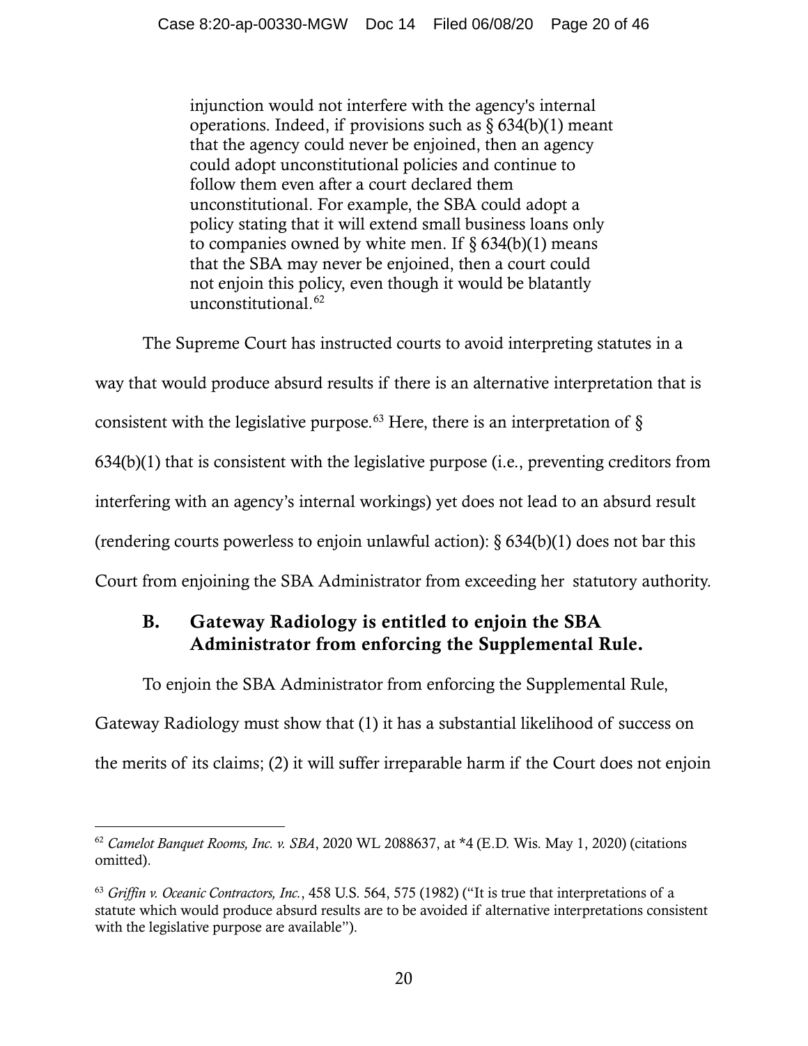> injunction would not interfere with the agency's internal operations. Indeed, if provisions such as § 634(b)(1) meant that the agency could never be enjoined, then an agency could adopt unconstitutional policies and continue to follow them even after a court declared them unconstitutional. For example, the SBA could adopt a policy stating that it will extend small business loans only to companies owned by white men. If § 634(b)(1) means that the SBA may never be enjoined, then a court could not enjoin this policy, even though it would be blatantly unconstitutional.[62]

The Supreme Court has instructed courts to avoid interpreting statutes in a way that would produce absurd results if there is an alternative interpretation that is consistent with the legislative purpose.[63] Here, there is an interpretation of § 634(b)(1) that is consistent with the legislative purpose (i.e., preventing creditors from interfering with an agency's internal workings) yet does not lead to an absurd result (rendering courts powerless to enjoin unlawful action): § 634(b)(1) does not bar this Court from enjoining the SBA Administrator from exceeding her statutory authority.

### B. Gateway Radiology is entitled to enjoin the SBA Administrator from enforcing the Supplemental Rule.

To enjoin the SBA Administrator from enforcing the Supplemental Rule, Gateway Radiology must show that (1) it has a substantial likelihood of success on the merits of its claims; (2) it will suffer irreparable harm if the Court does not enjoin

---

[62] *Camelot Banquet Rooms, Inc. v. SBA*, 2020 WL 2088637, at *4 (E.D. Wis. May 1, 2020) (citations omitted).

[63] *Griffin v. Oceanic Contractors, Inc.*, 458 U.S. 564, 575 (1982) ("It is true that interpretations of a statute which would produce absurd results are to be avoided if alternative interpretations consistent with the legislative purpose are available").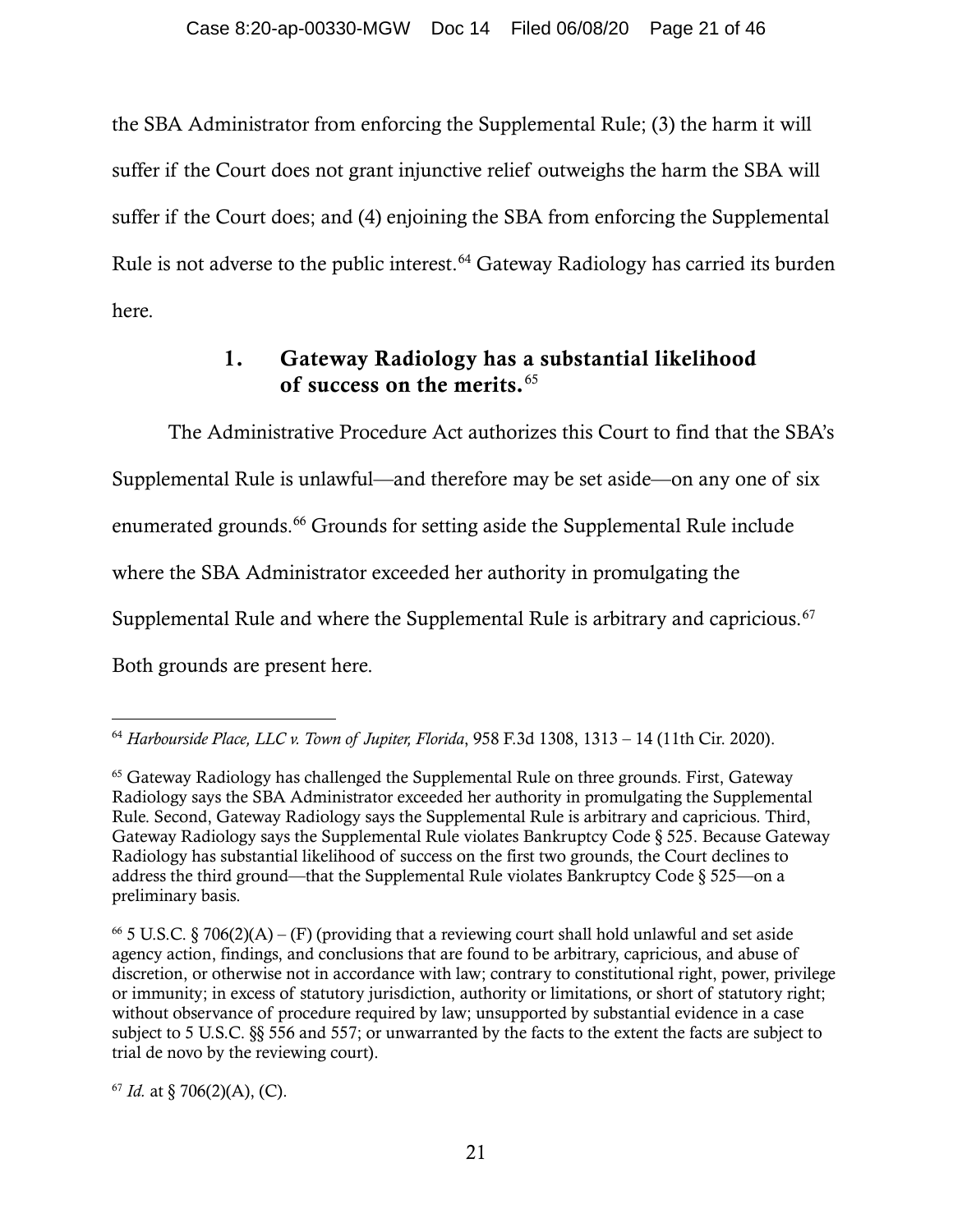the SBA Administrator from enforcing the Supplemental Rule; (3) the harm it will suffer if the Court does not grant injunctive relief outweighs the harm the SBA will suffer if the Court does; and (4) enjoining the SBA from enforcing the Supplemental Rule is not adverse to the public interest.[64] Gateway Radiology has carried its burden here.

### 1. Gateway Radiology has a substantial likelihood of success on the merits.[65]

The Administrative Procedure Act authorizes this Court to find that the SBA's Supplemental Rule is unlawful—and therefore may be set aside—on any one of six enumerated grounds.[66] Grounds for setting aside the Supplemental Rule include where the SBA Administrator exceeded her authority in promulgating the Supplemental Rule and where the Supplemental Rule is arbitrary and capricious.[67] Both grounds are present here.

---

[64] *Harbourside Place, LLC v. Town of Jupiter, Florida*, 958 F.3d 1308, 1313 – 14 (11th Cir. 2020).

[65] Gateway Radiology has challenged the Supplemental Rule on three grounds. First, Gateway Radiology says the SBA Administrator exceeded her authority in promulgating the Supplemental Rule. Second, Gateway Radiology says the Supplemental Rule is arbitrary and capricious. Third, Gateway Radiology says the Supplemental Rule violates Bankruptcy Code § 525. Because Gateway Radiology has substantial likelihood of success on the first two grounds, the Court declines to address the third ground—that the Supplemental Rule violates Bankruptcy Code § 525—on a preliminary basis.

[66] 5 U.S.C. § 706(2)(A) – (F) (providing that a reviewing court shall hold unlawful and set aside agency action, findings, and conclusions that are found to be arbitrary, capricious, and abuse of discretion, or otherwise not in accordance with law; contrary to constitutional right, power, privilege or immunity; in excess of statutory jurisdiction, authority or limitations, or short of statutory right; without observance of procedure required by law; unsupported by substantial evidence in a case subject to 5 U.S.C. §§ 556 and 557; or unwarranted by the facts to the extent the facts are subject to trial de novo by the reviewing court).

[67] *Id.* at § 706(2)(A), (C).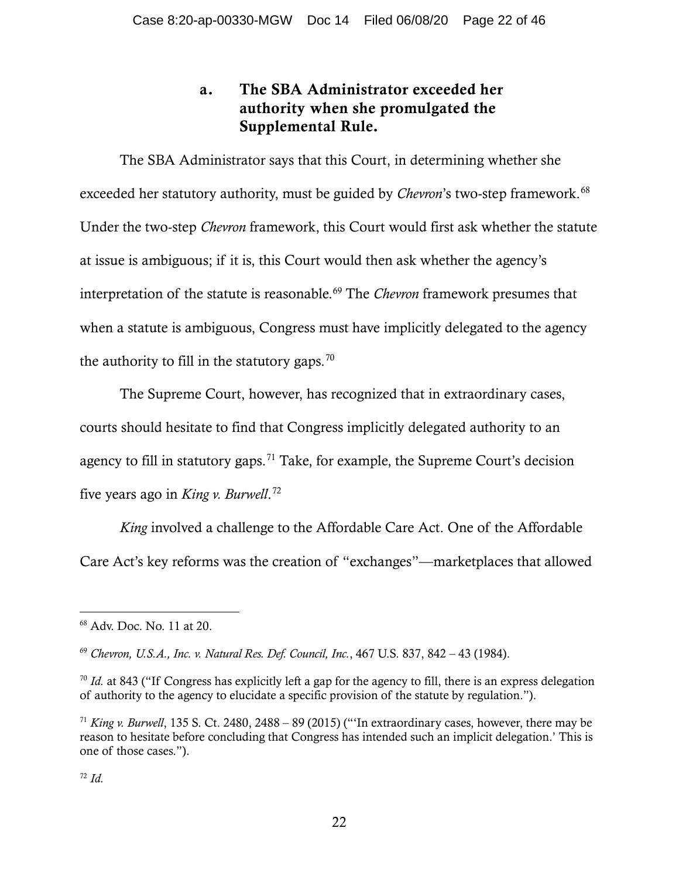### a. The SBA Administrator exceeded her authority when she promulgated the Supplemental Rule.

The SBA Administrator says that this Court, in determining whether she exceeded her statutory authority, must be guided by *Chevron*'s two-step framework.[68] Under the two-step *Chevron* framework, this Court would first ask whether the statute at issue is ambiguous; if it is, this Court would then ask whether the agency's interpretation of the statute is reasonable.[69] The *Chevron* framework presumes that when a statute is ambiguous, Congress must have implicitly delegated to the agency the authority to fill in the statutory gaps.[70]

The Supreme Court, however, has recognized that in extraordinary cases, courts should hesitate to find that Congress implicitly delegated authority to an agency to fill in statutory gaps.[71] Take, for example, the Supreme Court's decision five years ago in *King v. Burwell*.[72]

*King* involved a challenge to the Affordable Care Act. One of the Affordable Care Act's key reforms was the creation of "exchanges"—marketplaces that allowed

---

[68] Adv. Doc. No. 11 at 20.

[69] *Chevron, U.S.A., Inc. v. Natural Res. Def. Council, Inc.*, 467 U.S. 837, 842 – 43 (1984).

[70] *Id.* at 843 ("If Congress has explicitly left a gap for the agency to fill, there is an express delegation of authority to the agency to elucidate a specific provision of the statute by regulation.").

[71] *King v. Burwell*, 135 S. Ct. 2480, 2488 – 89 (2015) ("'In extraordinary cases, however, there may be reason to hesitate before concluding that Congress has intended such an implicit delegation.' This is one of those cases.").

[72] *Id.*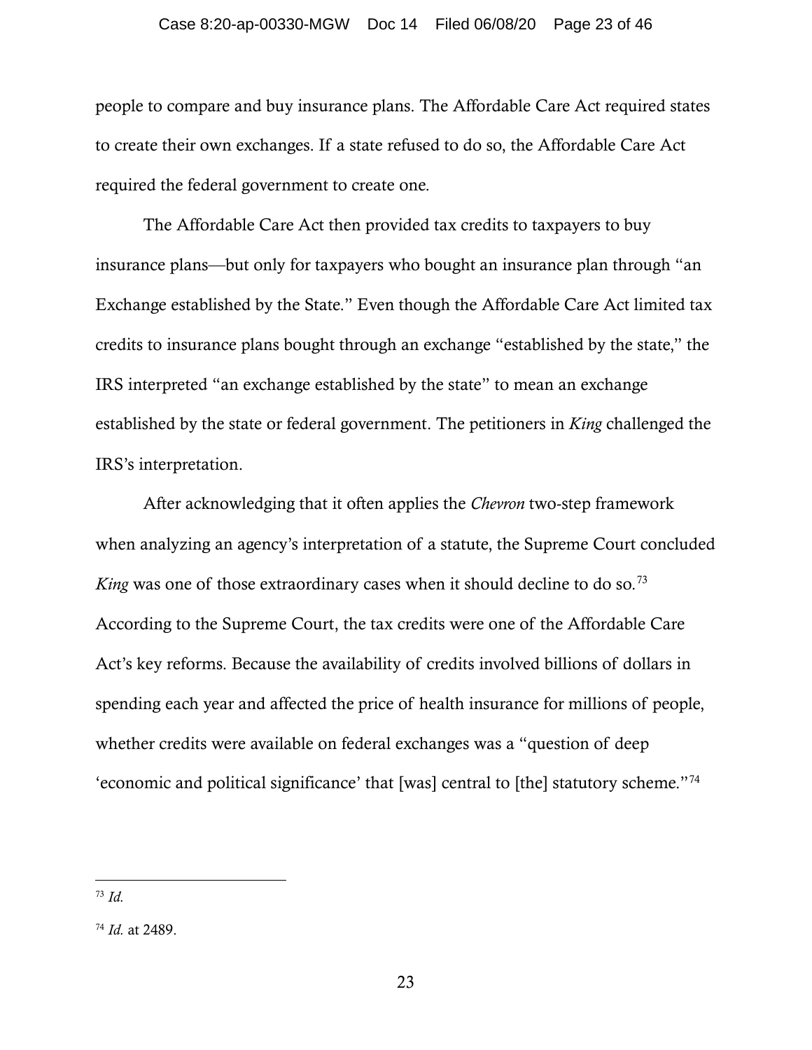people to compare and buy insurance plans. The Affordable Care Act required states to create their own exchanges. If a state refused to do so, the Affordable Care Act required the federal government to create one.

The Affordable Care Act then provided tax credits to taxpayers to buy insurance plans—but only for taxpayers who bought an insurance plan through "an Exchange established by the State." Even though the Affordable Care Act limited tax credits to insurance plans bought through an exchange "established by the state," the IRS interpreted "an exchange established by the state" to mean an exchange established by the state or federal government. The petitioners in *King* challenged the IRS's interpretation.

After acknowledging that it often applies the *Chevron* two-step framework when analyzing an agency's interpretation of a statute, the Supreme Court concluded *King* was one of those extraordinary cases when it should decline to do so.[73] According to the Supreme Court, the tax credits were one of the Affordable Care Act's key reforms. Because the availability of credits involved billions of dollars in spending each year and affected the price of health insurance for millions of people, whether credits were available on federal exchanges was a "question of deep 'economic and political significance' that [was] central to [the] statutory scheme."[74]

---

[73] *Id.*

[74] *Id.* at 2489.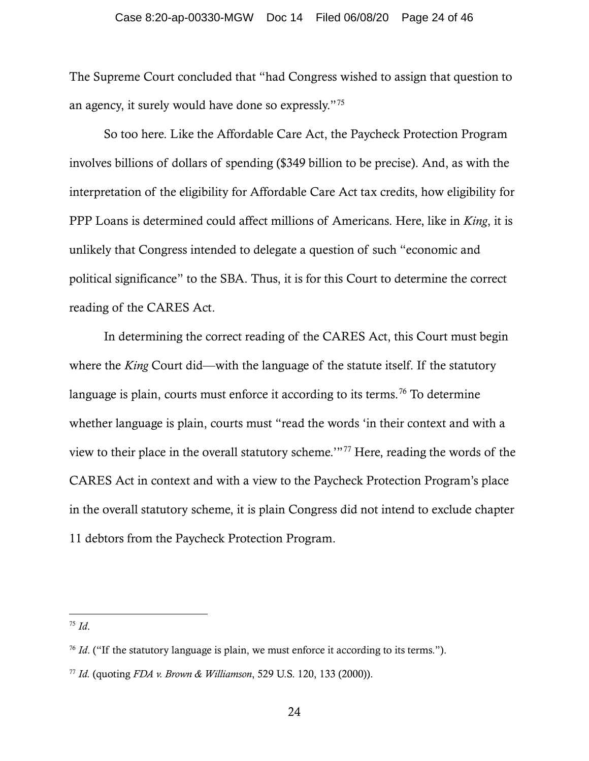The Supreme Court concluded that "had Congress wished to assign that question to an agency, it surely would have done so expressly."[75]

So too here. Like the Affordable Care Act, the Paycheck Protection Program involves billions of dollars of spending ($349 billion to be precise). And, as with the interpretation of the eligibility for Affordable Care Act tax credits, how eligibility for PPP Loans is determined could affect millions of Americans. Here, like in *King*, it is unlikely that Congress intended to delegate a question of such "economic and political significance" to the SBA. Thus, it is for this Court to determine the correct reading of the CARES Act.

In determining the correct reading of the CARES Act, this Court must begin where the *King* Court did—with the language of the statute itself. If the statutory language is plain, courts must enforce it according to its terms.[76] To determine whether language is plain, courts must "read the words 'in their context and with a view to their place in the overall statutory scheme.'"[77] Here, reading the words of the CARES Act in context and with a view to the Paycheck Protection Program's place in the overall statutory scheme, it is plain Congress did not intend to exclude chapter 11 debtors from the Paycheck Protection Program.

---

[75] *Id*.

[76] *Id*. ("If the statutory language is plain, we must enforce it according to its terms.").

[77] *Id.* (quoting *FDA v. Brown & Williamson*, 529 U.S. 120, 133 (2000)).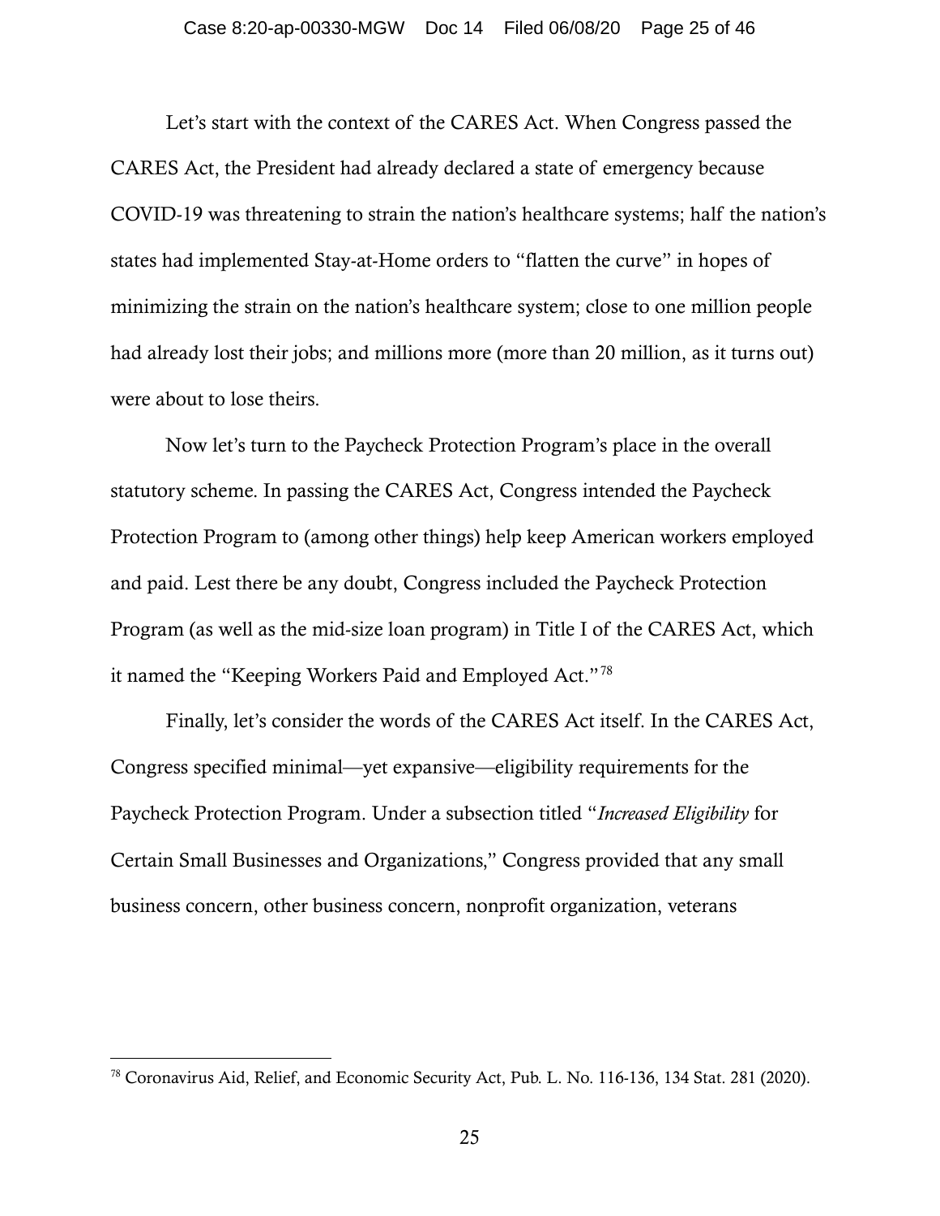Let's start with the context of the CARES Act. When Congress passed the CARES Act, the President had already declared a state of emergency because COVID-19 was threatening to strain the nation's healthcare systems; half the nation's states had implemented Stay-at-Home orders to "flatten the curve" in hopes of minimizing the strain on the nation's healthcare system; close to one million people had already lost their jobs; and millions more (more than 20 million, as it turns out) were about to lose theirs.

Now let's turn to the Paycheck Protection Program's place in the overall statutory scheme. In passing the CARES Act, Congress intended the Paycheck Protection Program to (among other things) help keep American workers employed and paid. Lest there be any doubt, Congress included the Paycheck Protection Program (as well as the mid-size loan program) in Title I of the CARES Act, which it named the "Keeping Workers Paid and Employed Act."[78]

Finally, let's consider the words of the CARES Act itself. In the CARES Act, Congress specified minimal—yet expansive—eligibility requirements for the Paycheck Protection Program. Under a subsection titled "*Increased Eligibility* for Certain Small Businesses and Organizations," Congress provided that any small business concern, other business concern, nonprofit organization, veterans

---

[78] Coronavirus Aid, Relief, and Economic Security Act, Pub. L. No. 116-136, 134 Stat. 281 (2020).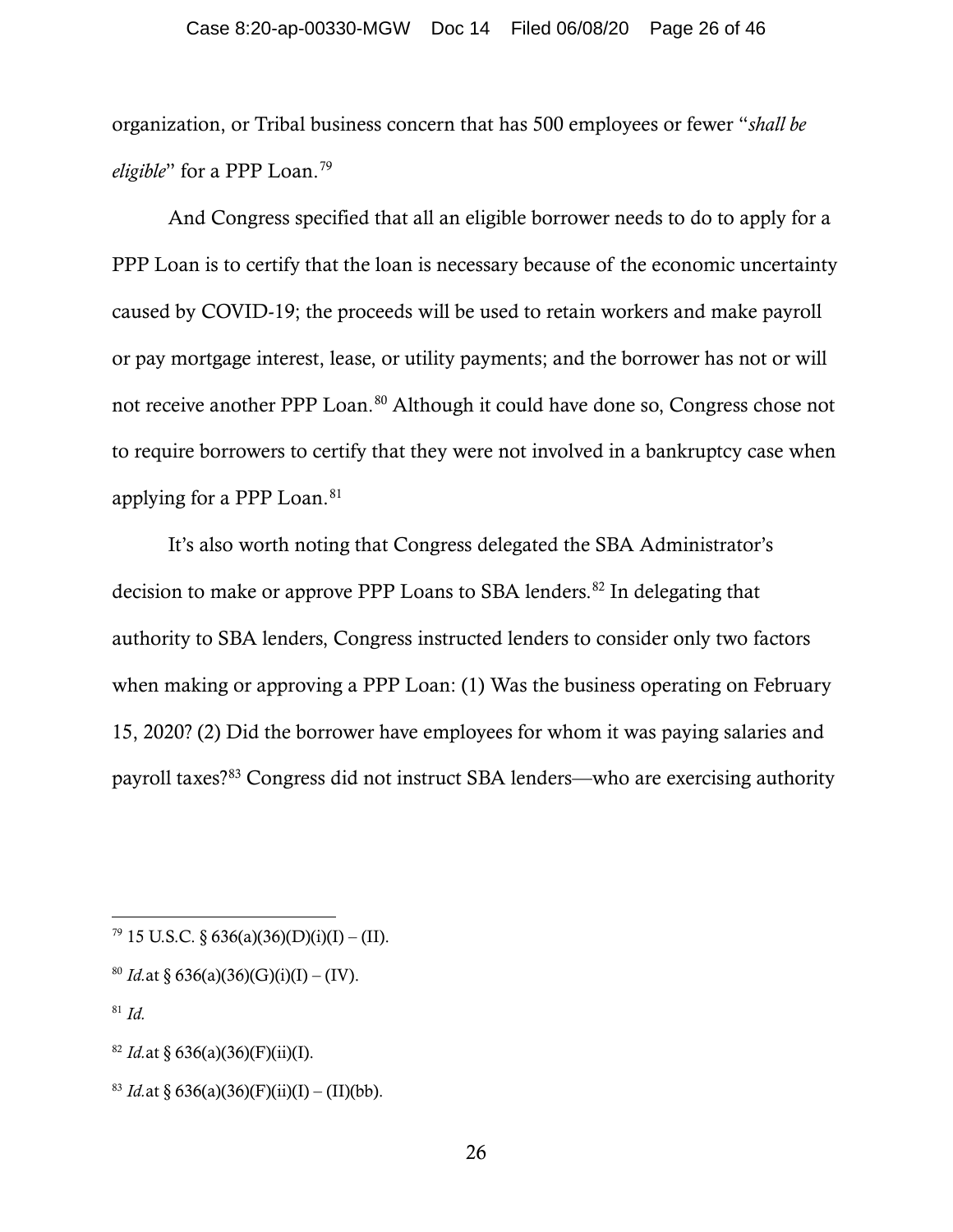organization, or Tribal business concern that has 500 employees or fewer "*shall be eligible*" for a PPP Loan.[79]

And Congress specified that all an eligible borrower needs to do to apply for a PPP Loan is to certify that the loan is necessary because of the economic uncertainty caused by COVID-19; the proceeds will be used to retain workers and make payroll or pay mortgage interest, lease, or utility payments; and the borrower has not or will not receive another PPP Loan.[80] Although it could have done so, Congress chose not to require borrowers to certify that they were not involved in a bankruptcy case when applying for a PPP Loan.[81]

It's also worth noting that Congress delegated the SBA Administrator's decision to make or approve PPP Loans to SBA lenders.[82] In delegating that authority to SBA lenders, Congress instructed lenders to consider only two factors when making or approving a PPP Loan: (1) Was the business operating on February 15, 2020? (2) Did the borrower have employees for whom it was paying salaries and payroll taxes?[83] Congress did not instruct SBA lenders—who are exercising authority

---

[79] 15 U.S.C. § 636(a)(36)(D)(i)(I) – (II).

[80] *Id.*at § 636(a)(36)(G)(i)(I) – (IV).

[81] *Id.*

[82] *Id.*at § 636(a)(36)(F)(ii)(I).

[83] *Id.*at § 636(a)(36)(F)(ii)(I) – (II)(bb).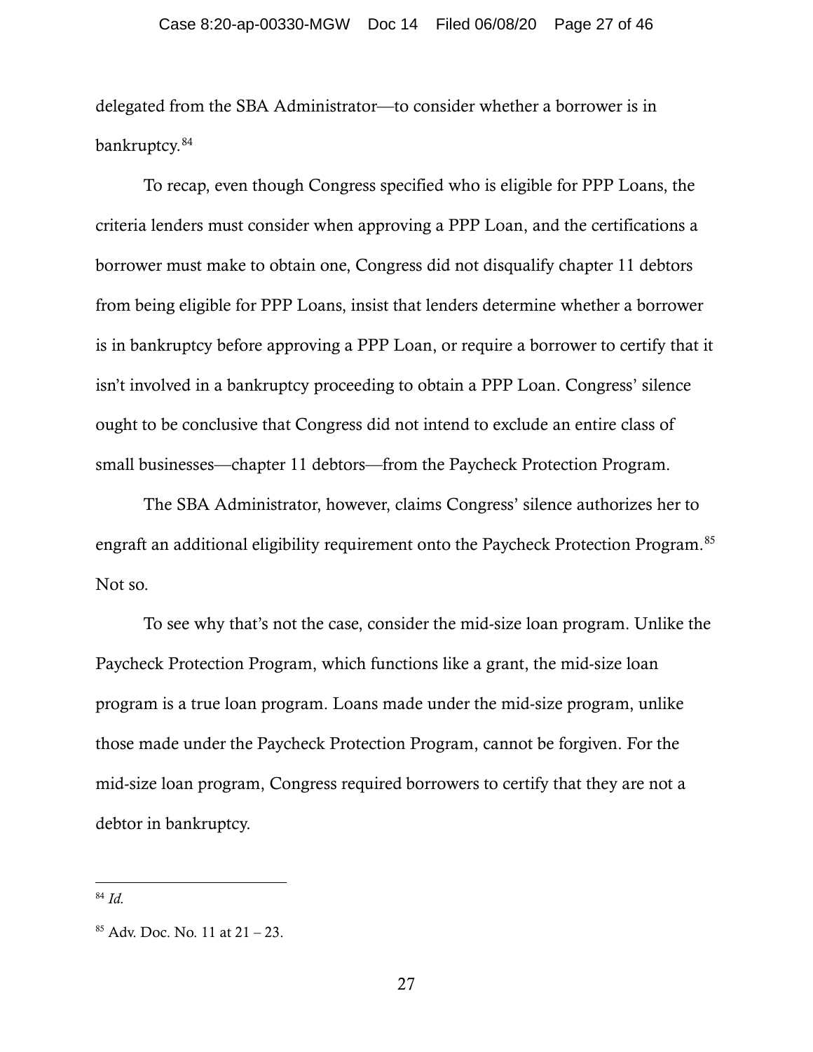delegated from the SBA Administrator—to consider whether a borrower is in bankruptcy.[84]

To recap, even though Congress specified who is eligible for PPP Loans, the criteria lenders must consider when approving a PPP Loan, and the certifications a borrower must make to obtain one, Congress did not disqualify chapter 11 debtors from being eligible for PPP Loans, insist that lenders determine whether a borrower is in bankruptcy before approving a PPP Loan, or require a borrower to certify that it isn't involved in a bankruptcy proceeding to obtain a PPP Loan. Congress' silence ought to be conclusive that Congress did not intend to exclude an entire class of small businesses—chapter 11 debtors—from the Paycheck Protection Program.

The SBA Administrator, however, claims Congress' silence authorizes her to engraft an additional eligibility requirement onto the Paycheck Protection Program.[85] Not so.

To see why that's not the case, consider the mid-size loan program. Unlike the Paycheck Protection Program, which functions like a grant, the mid-size loan program is a true loan program. Loans made under the mid-size program, unlike those made under the Paycheck Protection Program, cannot be forgiven. For the mid-size loan program, Congress required borrowers to certify that they are not a debtor in bankruptcy.

---

[84] *Id.*

[85] Adv. Doc. No. 11 at 21 – 23.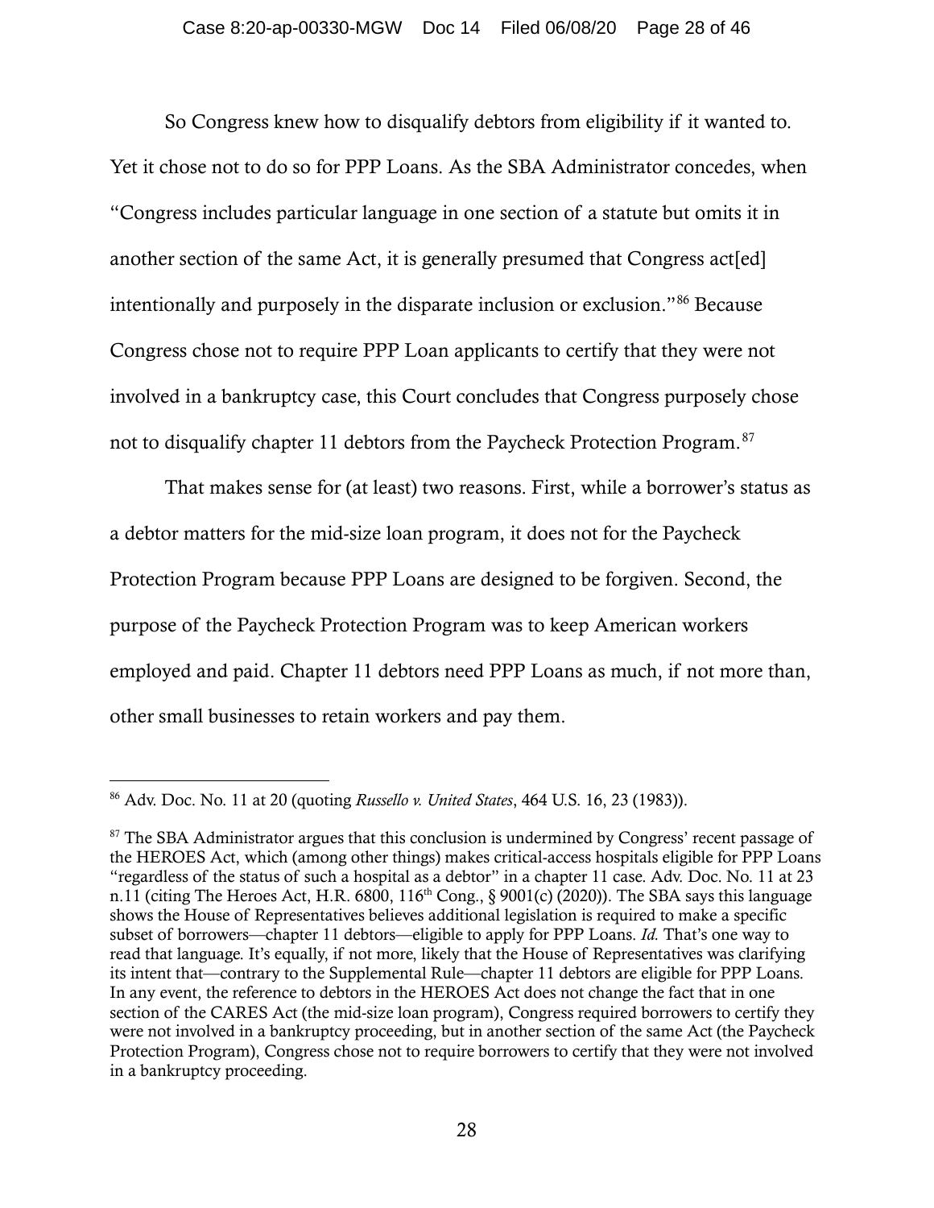So Congress knew how to disqualify debtors from eligibility if it wanted to. Yet it chose not to do so for PPP Loans. As the SBA Administrator concedes, when "Congress includes particular language in one section of a statute but omits it in another section of the same Act, it is generally presumed that Congress act[ed] intentionally and purposely in the disparate inclusion or exclusion."[86] Because Congress chose not to require PPP Loan applicants to certify that they were not involved in a bankruptcy case, this Court concludes that Congress purposely chose not to disqualify chapter 11 debtors from the Paycheck Protection Program.[87]

That makes sense for (at least) two reasons. First, while a borrower's status as a debtor matters for the mid-size loan program, it does not for the Paycheck Protection Program because PPP Loans are designed to be forgiven. Second, the purpose of the Paycheck Protection Program was to keep American workers employed and paid. Chapter 11 debtors need PPP Loans as much, if not more than, other small businesses to retain workers and pay them.

---

[86] Adv. Doc. No. 11 at 20 (quoting *Russello v. United States*, 464 U.S. 16, 23 (1983)).

[87] The SBA Administrator argues that this conclusion is undermined by Congress' recent passage of the HEROES Act, which (among other things) makes critical-access hospitals eligible for PPP Loans "regardless of the status of such a hospital as a debtor" in a chapter 11 case. Adv. Doc. No. 11 at 23 n.11 (citing The Heroes Act, H.R. 6800, 116th Cong., § 9001(c) (2020)). The SBA says this language shows the House of Representatives believes additional legislation is required to make a specific subset of borrowers—chapter 11 debtors—eligible to apply for PPP Loans. *Id.* That's one way to read that language. It's equally, if not more, likely that the House of Representatives was clarifying its intent that—contrary to the Supplemental Rule—chapter 11 debtors are eligible for PPP Loans. In any event, the reference to debtors in the HEROES Act does not change the fact that in one section of the CARES Act (the mid-size loan program), Congress required borrowers to certify they were not involved in a bankruptcy proceeding, but in another section of the same Act (the Paycheck Protection Program), Congress chose not to require borrowers to certify that they were not involved in a bankruptcy proceeding.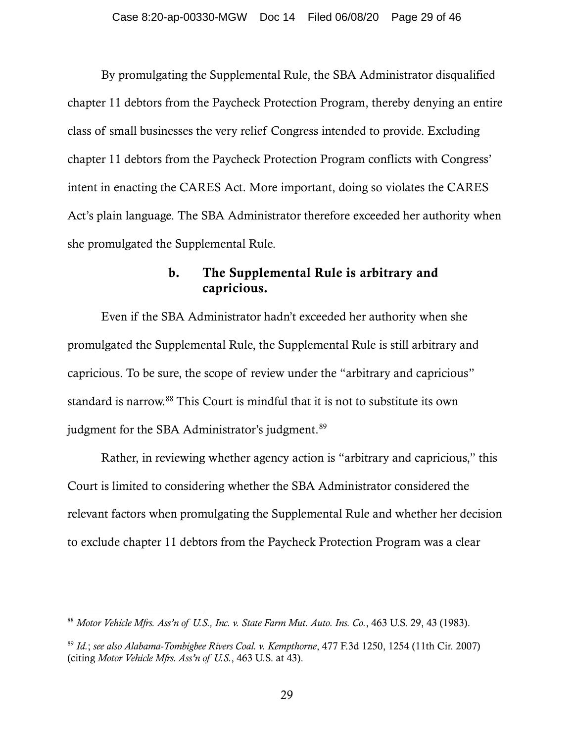By promulgating the Supplemental Rule, the SBA Administrator disqualified chapter 11 debtors from the Paycheck Protection Program, thereby denying an entire class of small businesses the very relief Congress intended to provide. Excluding chapter 11 debtors from the Paycheck Protection Program conflicts with Congress' intent in enacting the CARES Act. More important, doing so violates the CARES Act's plain language. The SBA Administrator therefore exceeded her authority when she promulgated the Supplemental Rule.

### b. The Supplemental Rule is arbitrary and capricious.

Even if the SBA Administrator hadn't exceeded her authority when she promulgated the Supplemental Rule, the Supplemental Rule is still arbitrary and capricious. To be sure, the scope of review under the "arbitrary and capricious" standard is narrow.[88] This Court is mindful that it is not to substitute its own judgment for the SBA Administrator's judgment.[89]

Rather, in reviewing whether agency action is "arbitrary and capricious," this Court is limited to considering whether the SBA Administrator considered the relevant factors when promulgating the Supplemental Rule and whether her decision to exclude chapter 11 debtors from the Paycheck Protection Program was a clear

---

[88] *Motor Vehicle Mfrs. Ass'n of U.S., Inc. v. State Farm Mut. Auto. Ins. Co.*, 463 U.S. 29, 43 (1983).

[89] *Id.*; *see also Alabama-Tombigbee Rivers Coal. v. Kempthorne*, 477 F.3d 1250, 1254 (11th Cir. 2007) (citing *Motor Vehicle Mfrs. Ass'n of U.S.*, 463 U.S. at 43).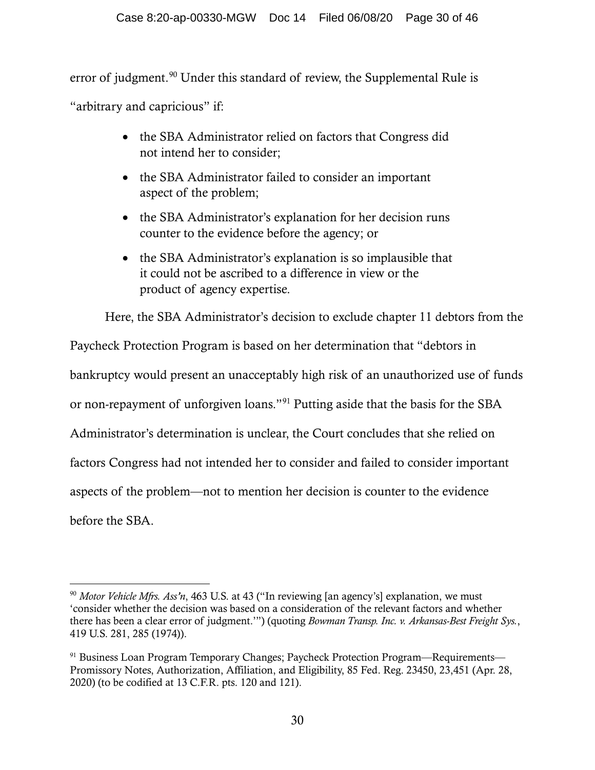error of judgment.[90] Under this standard of review, the Supplemental Rule is "arbitrary and capricious" if:

- the SBA Administrator relied on factors that Congress did not intend her to consider;
- the SBA Administrator failed to consider an important aspect of the problem;
- the SBA Administrator's explanation for her decision runs counter to the evidence before the agency; or
- the SBA Administrator's explanation is so implausible that it could not be ascribed to a difference in view or the product of agency expertise.

Here, the SBA Administrator's decision to exclude chapter 11 debtors from the Paycheck Protection Program is based on her determination that "debtors in bankruptcy would present an unacceptably high risk of an unauthorized use of funds or non-repayment of unforgiven loans."[91] Putting aside that the basis for the SBA Administrator's determination is unclear, the Court concludes that she relied on factors Congress had not intended her to consider and failed to consider important aspects of the problem—not to mention her decision is counter to the evidence before the SBA.

---

[90] *Motor Vehicle Mfrs. Ass'n*, 463 U.S. at 43 ("In reviewing [an agency's] explanation, we must 'consider whether the decision was based on a consideration of the relevant factors and whether there has been a clear error of judgment.'") (quoting *Bowman Transp. Inc. v. Arkansas-Best Freight Sys.*, 419 U.S. 281, 285 (1974)).

[91] Business Loan Program Temporary Changes; Paycheck Protection Program—Requirements—Promissory Notes, Authorization, Affiliation, and Eligibility, 85 Fed. Reg. 23450, 23,451 (Apr. 28, 2020) (to be codified at 13 C.F.R. pts. 120 and 121).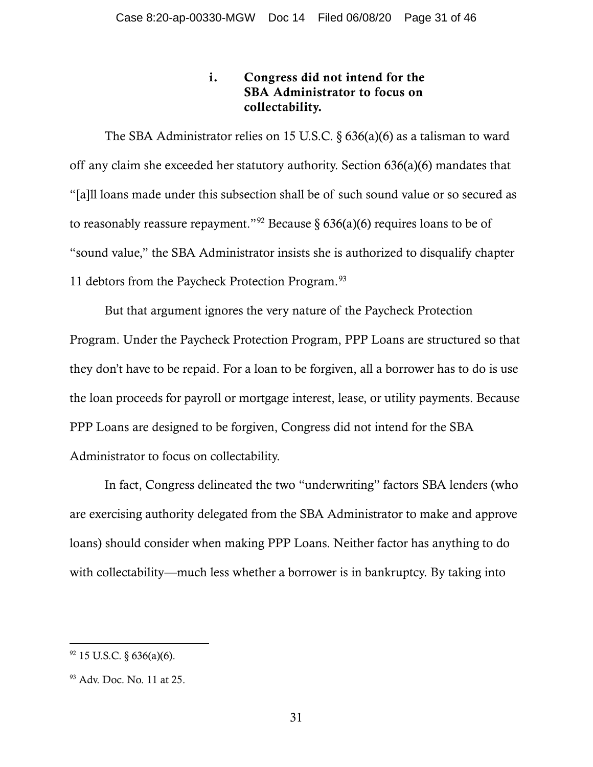#### i. Congress did not intend for the SBA Administrator to focus on collectability.

The SBA Administrator relies on 15 U.S.C. § 636(a)(6) as a talisman to ward off any claim she exceeded her statutory authority. Section 636(a)(6) mandates that "[a]ll loans made under this subsection shall be of such sound value or so secured as to reasonably reassure repayment."[92] Because § 636(a)(6) requires loans to be of "sound value," the SBA Administrator insists she is authorized to disqualify chapter 11 debtors from the Paycheck Protection Program.[93]

But that argument ignores the very nature of the Paycheck Protection Program. Under the Paycheck Protection Program, PPP Loans are structured so that they don't have to be repaid. For a loan to be forgiven, all a borrower has to do is use the loan proceeds for payroll or mortgage interest, lease, or utility payments. Because PPP Loans are designed to be forgiven, Congress did not intend for the SBA Administrator to focus on collectability.

In fact, Congress delineated the two "underwriting" factors SBA lenders (who are exercising authority delegated from the SBA Administrator to make and approve loans) should consider when making PPP Loans. Neither factor has anything to do with collectability—much less whether a borrower is in bankruptcy. By taking into

---

[92] 15 U.S.C. § 636(a)(6).

[93] Adv. Doc. No. 11 at 25.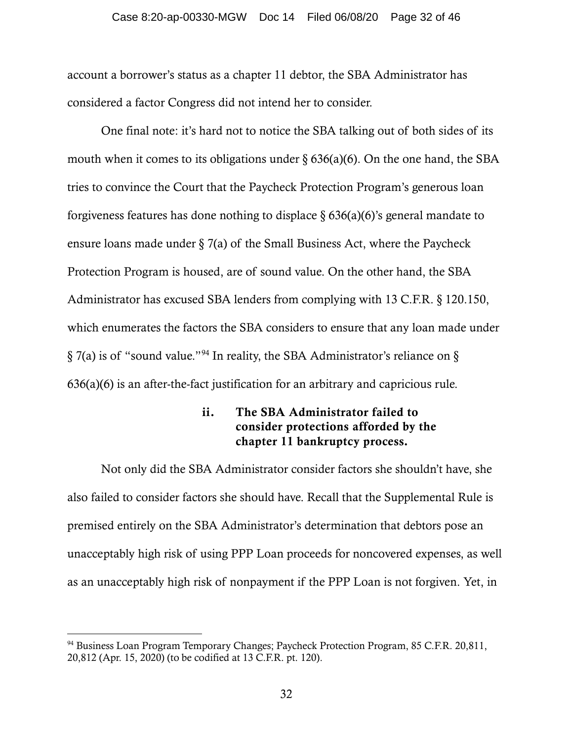account a borrower's status as a chapter 11 debtor, the SBA Administrator has considered a factor Congress did not intend her to consider.

One final note: it's hard not to notice the SBA talking out of both sides of its mouth when it comes to its obligations under § 636(a)(6). On the one hand, the SBA tries to convince the Court that the Paycheck Protection Program's generous loan forgiveness features has done nothing to displace § 636(a)(6)'s general mandate to ensure loans made under § 7(a) of the Small Business Act, where the Paycheck Protection Program is housed, are of sound value. On the other hand, the SBA Administrator has excused SBA lenders from complying with 13 C.F.R. § 120.150, which enumerates the factors the SBA considers to ensure that any loan made under § 7(a) is of "sound value."[94] In reality, the SBA Administrator's reliance on § 636(a)(6) is an after-the-fact justification for an arbitrary and capricious rule.

#### ii. The SBA Administrator failed to consider protections afforded by the chapter 11 bankruptcy process.

Not only did the SBA Administrator consider factors she shouldn't have, she also failed to consider factors she should have. Recall that the Supplemental Rule is premised entirely on the SBA Administrator's determination that debtors pose an unacceptably high risk of using PPP Loan proceeds for noncovered expenses, as well as an unacceptably high risk of nonpayment if the PPP Loan is not forgiven. Yet, in

---

[94] Business Loan Program Temporary Changes; Paycheck Protection Program, 85 C.F.R. 20,811, 20,812 (Apr. 15, 2020) (to be codified at 13 C.F.R. pt. 120).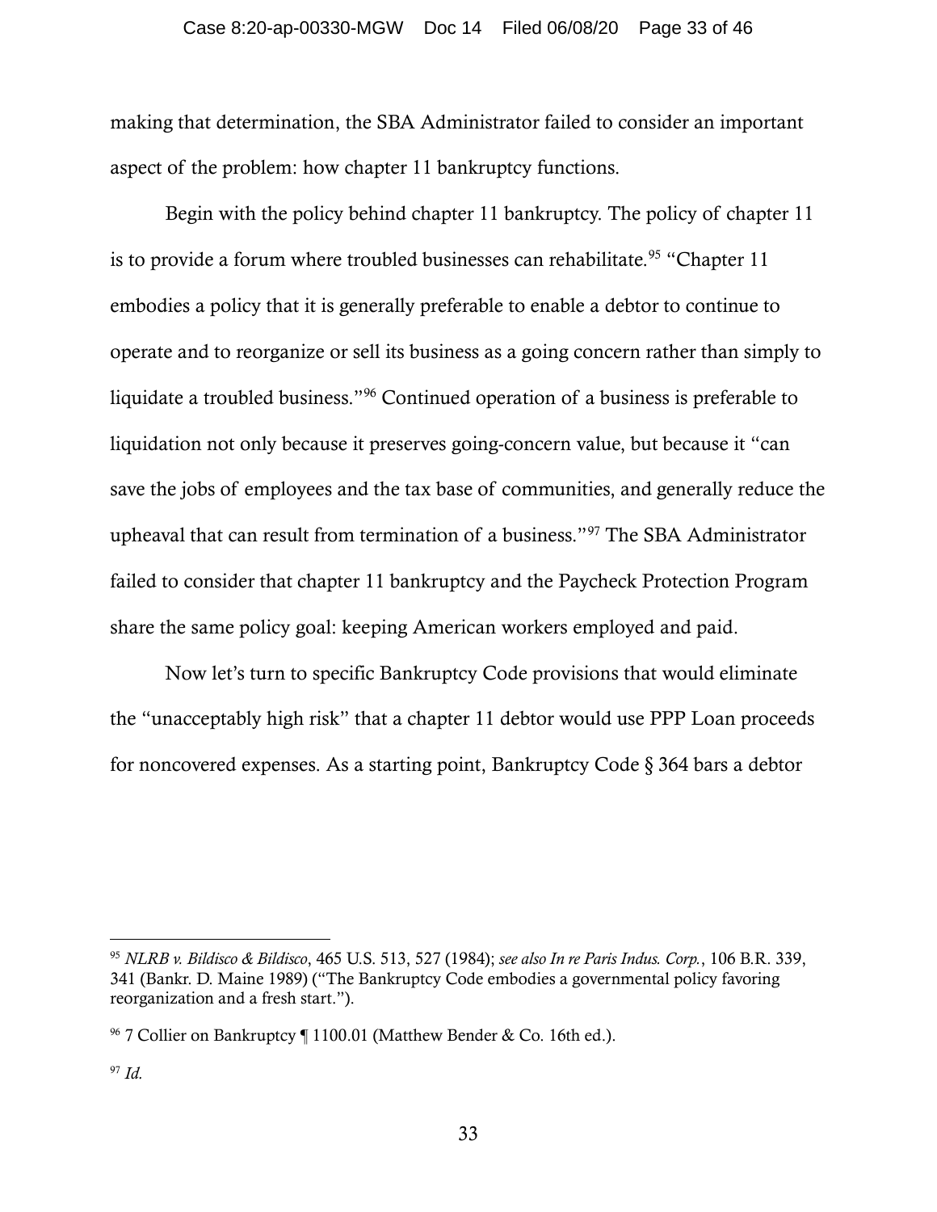making that determination, the SBA Administrator failed to consider an important aspect of the problem: how chapter 11 bankruptcy functions.

Begin with the policy behind chapter 11 bankruptcy. The policy of chapter 11 is to provide a forum where troubled businesses can rehabilitate.[95] "Chapter 11 embodies a policy that it is generally preferable to enable a debtor to continue to operate and to reorganize or sell its business as a going concern rather than simply to liquidate a troubled business."[96] Continued operation of a business is preferable to liquidation not only because it preserves going-concern value, but because it "can save the jobs of employees and the tax base of communities, and generally reduce the upheaval that can result from termination of a business."[97] The SBA Administrator failed to consider that chapter 11 bankruptcy and the Paycheck Protection Program share the same policy goal: keeping American workers employed and paid.

Now let's turn to specific Bankruptcy Code provisions that would eliminate the "unacceptably high risk" that a chapter 11 debtor would use PPP Loan proceeds for noncovered expenses. As a starting point, Bankruptcy Code § 364 bars a debtor

---

[95] *NLRB v. Bildisco & Bildisco*, 465 U.S. 513, 527 (1984); *see also In re Paris Indus. Corp.*, 106 B.R. 339, 341 (Bankr. D. Maine 1989) ("The Bankruptcy Code embodies a governmental policy favoring reorganization and a fresh start.").

[96] 7 Collier on Bankruptcy ¶ 1100.01 (Matthew Bender & Co. 16th ed.).

[97] *Id.*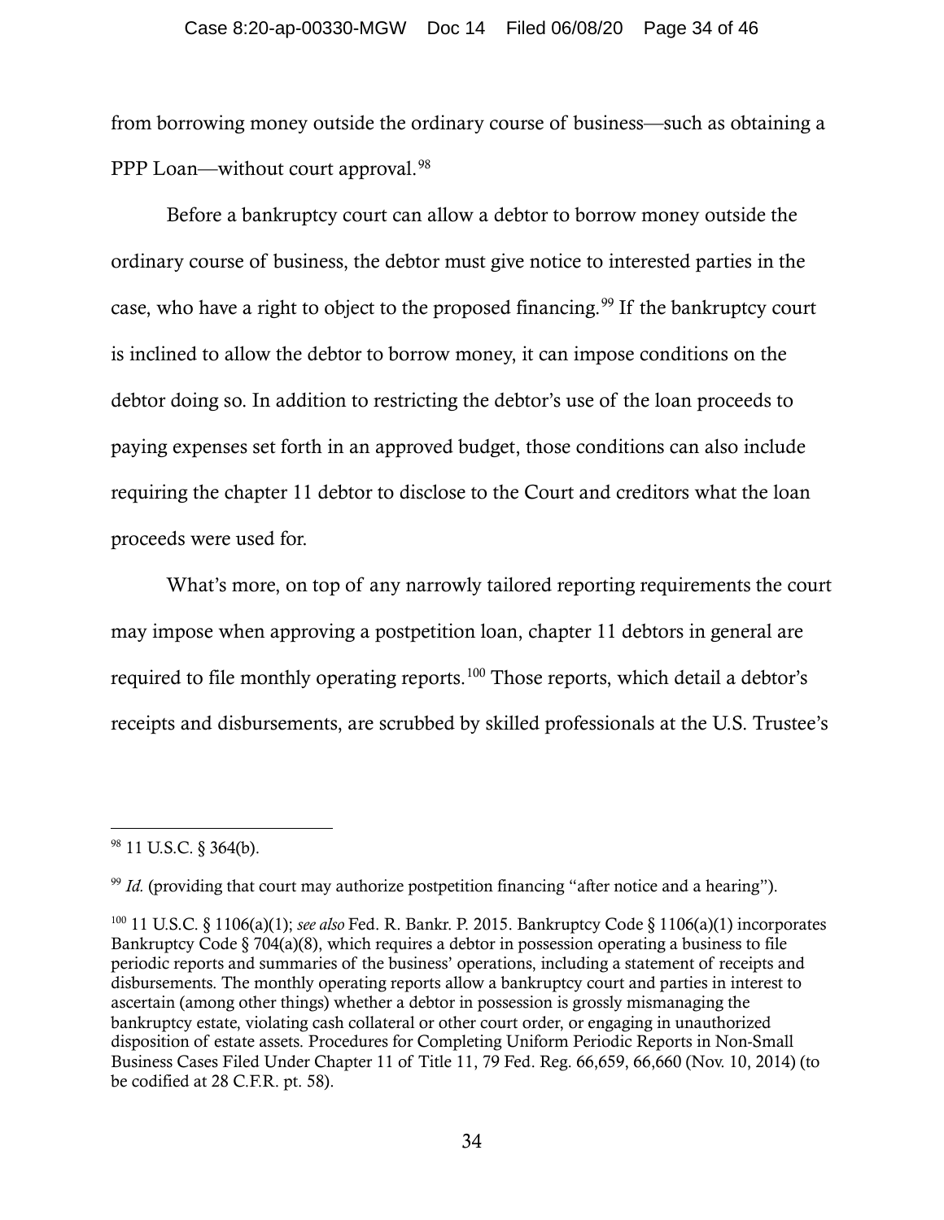from borrowing money outside the ordinary course of business—such as obtaining a PPP Loan—without court approval.[98]

Before a bankruptcy court can allow a debtor to borrow money outside the ordinary course of business, the debtor must give notice to interested parties in the case, who have a right to object to the proposed financing.[99] If the bankruptcy court is inclined to allow the debtor to borrow money, it can impose conditions on the debtor doing so. In addition to restricting the debtor's use of the loan proceeds to paying expenses set forth in an approved budget, those conditions can also include requiring the chapter 11 debtor to disclose to the Court and creditors what the loan proceeds were used for.

What's more, on top of any narrowly tailored reporting requirements the court may impose when approving a postpetition loan, chapter 11 debtors in general are required to file monthly operating reports.[100] Those reports, which detail a debtor's receipts and disbursements, are scrubbed by skilled professionals at the U.S. Trustee's

---

[98] 11 U.S.C. § 364(b).

[99] *Id.* (providing that court may authorize postpetition financing "after notice and a hearing").

[100] 11 U.S.C. § 1106(a)(1); *see also* Fed. R. Bankr. P. 2015. Bankruptcy Code § 1106(a)(1) incorporates Bankruptcy Code § 704(a)(8), which requires a debtor in possession operating a business to file periodic reports and summaries of the business' operations, including a statement of receipts and disbursements. The monthly operating reports allow a bankruptcy court and parties in interest to ascertain (among other things) whether a debtor in possession is grossly mismanaging the bankruptcy estate, violating cash collateral or other court order, or engaging in unauthorized disposition of estate assets. Procedures for Completing Uniform Periodic Reports in Non-Small Business Cases Filed Under Chapter 11 of Title 11, 79 Fed. Reg. 66,659, 66,660 (Nov. 10, 2014) (to be codified at 28 C.F.R. pt. 58).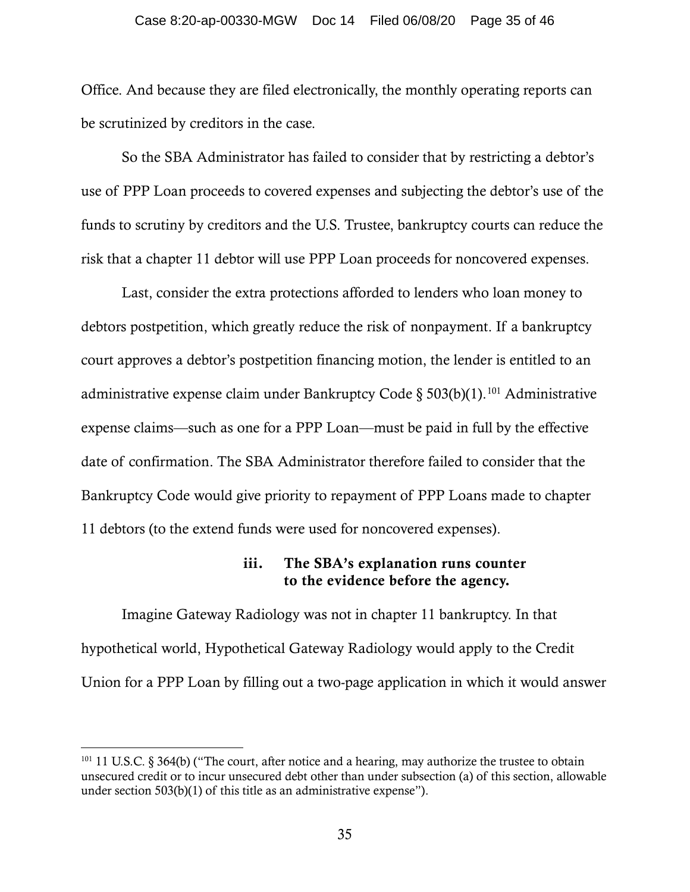Office. And because they are filed electronically, the monthly operating reports can be scrutinized by creditors in the case.

So the SBA Administrator has failed to consider that by restricting a debtor's use of PPP Loan proceeds to covered expenses and subjecting the debtor's use of the funds to scrutiny by creditors and the U.S. Trustee, bankruptcy courts can reduce the risk that a chapter 11 debtor will use PPP Loan proceeds for noncovered expenses.

Last, consider the extra protections afforded to lenders who loan money to debtors postpetition, which greatly reduce the risk of nonpayment. If a bankruptcy court approves a debtor's postpetition financing motion, the lender is entitled to an administrative expense claim under Bankruptcy Code § 503(b)(1).[101] Administrative expense claims—such as one for a PPP Loan—must be paid in full by the effective date of confirmation. The SBA Administrator therefore failed to consider that the Bankruptcy Code would give priority to repayment of PPP Loans made to chapter 11 debtors (to the extend funds were used for noncovered expenses).

**iii. The SBA's explanation runs counter to the evidence before the agency.**

Imagine Gateway Radiology was not in chapter 11 bankruptcy. In that hypothetical world, Hypothetical Gateway Radiology would apply to the Credit Union for a PPP Loan by filling out a two-page application in which it would answer

---

[101] 11 U.S.C. § 364(b) ("The court, after notice and a hearing, may authorize the trustee to obtain unsecured credit or to incur unsecured debt other than under subsection (a) of this section, allowable under section 503(b)(1) of this title as an administrative expense").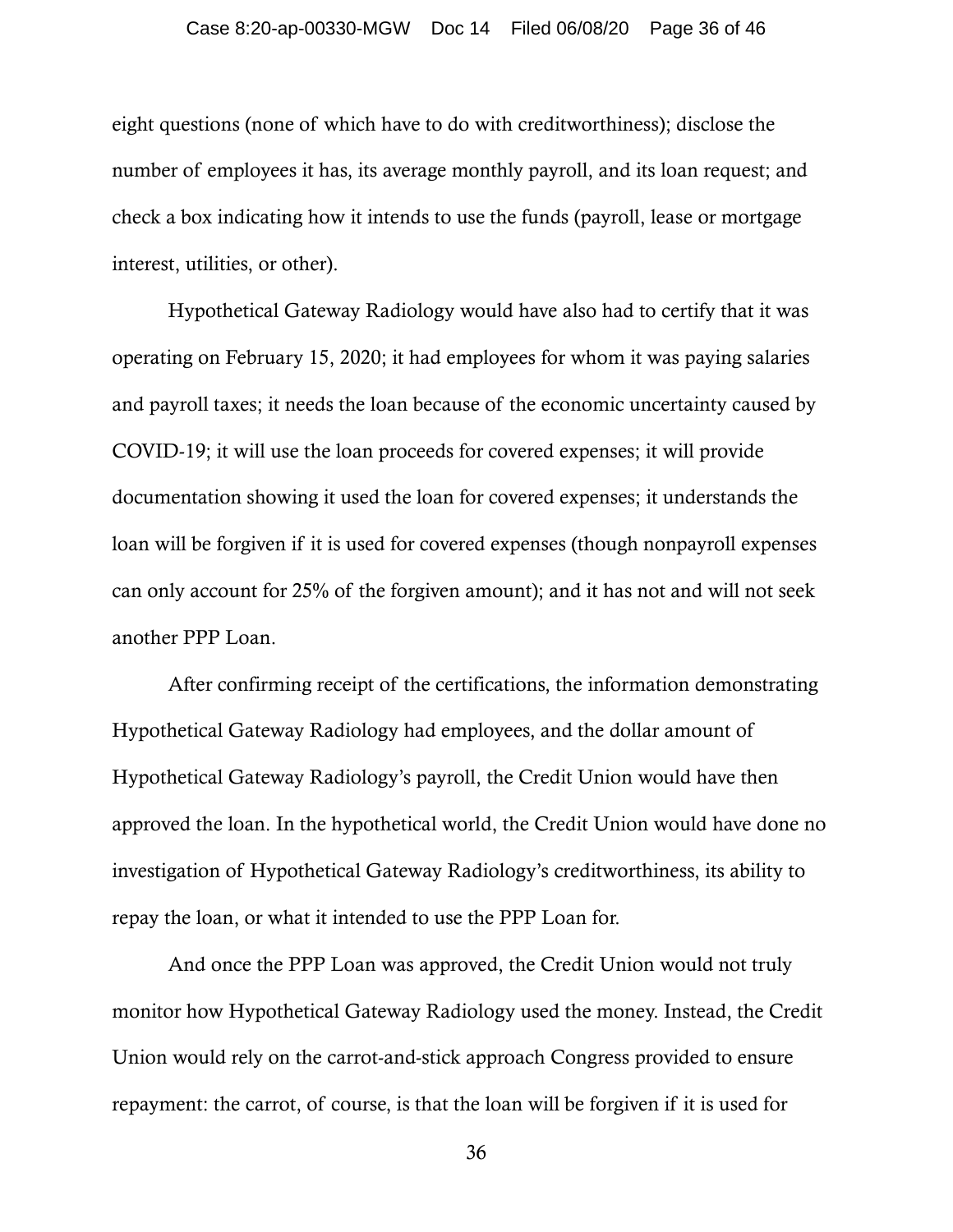eight questions (none of which have to do with creditworthiness); disclose the number of employees it has, its average monthly payroll, and its loan request; and check a box indicating how it intends to use the funds (payroll, lease or mortgage interest, utilities, or other).

Hypothetical Gateway Radiology would have also had to certify that it was operating on February 15, 2020; it had employees for whom it was paying salaries and payroll taxes; it needs the loan because of the economic uncertainty caused by COVID-19; it will use the loan proceeds for covered expenses; it will provide documentation showing it used the loan for covered expenses; it understands the loan will be forgiven if it is used for covered expenses (though nonpayroll expenses can only account for 25% of the forgiven amount); and it has not and will not seek another PPP Loan.

After confirming receipt of the certifications, the information demonstrating Hypothetical Gateway Radiology had employees, and the dollar amount of Hypothetical Gateway Radiology's payroll, the Credit Union would have then approved the loan. In the hypothetical world, the Credit Union would have done no investigation of Hypothetical Gateway Radiology's creditworthiness, its ability to repay the loan, or what it intended to use the PPP Loan for.

And once the PPP Loan was approved, the Credit Union would not truly monitor how Hypothetical Gateway Radiology used the money. Instead, the Credit Union would rely on the carrot-and-stick approach Congress provided to ensure repayment: the carrot, of course, is that the loan will be forgiven if it is used for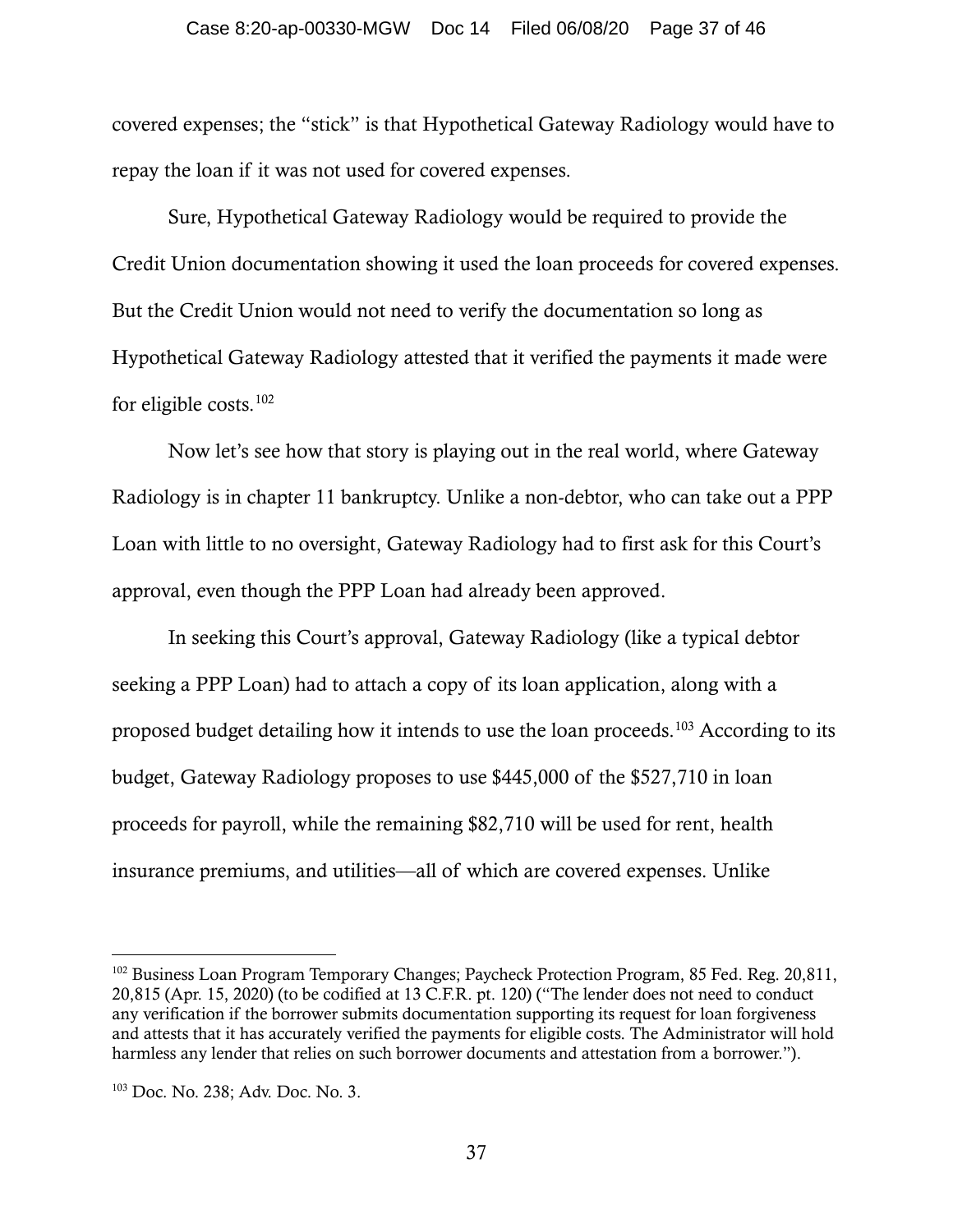covered expenses; the "stick" is that Hypothetical Gateway Radiology would have to repay the loan if it was not used for covered expenses.

Sure, Hypothetical Gateway Radiology would be required to provide the Credit Union documentation showing it used the loan proceeds for covered expenses. But the Credit Union would not need to verify the documentation so long as Hypothetical Gateway Radiology attested that it verified the payments it made were for eligible costs.[102]

Now let's see how that story is playing out in the real world, where Gateway Radiology is in chapter 11 bankruptcy. Unlike a non-debtor, who can take out a PPP Loan with little to no oversight, Gateway Radiology had to first ask for this Court's approval, even though the PPP Loan had already been approved.

In seeking this Court's approval, Gateway Radiology (like a typical debtor seeking a PPP Loan) had to attach a copy of its loan application, along with a proposed budget detailing how it intends to use the loan proceeds.[103] According to its budget, Gateway Radiology proposes to use $445,000 of the $527,710 in loan proceeds for payroll, while the remaining $82,710 will be used for rent, health insurance premiums, and utilities—all of which are covered expenses. Unlike

---

[102] Business Loan Program Temporary Changes; Paycheck Protection Program, 85 Fed. Reg. 20,811, 20,815 (Apr. 15, 2020) (to be codified at 13 C.F.R. pt. 120) ("The lender does not need to conduct any verification if the borrower submits documentation supporting its request for loan forgiveness and attests that it has accurately verified the payments for eligible costs. The Administrator will hold harmless any lender that relies on such borrower documents and attestation from a borrower.").

[103] Doc. No. 238; Adv. Doc. No. 3.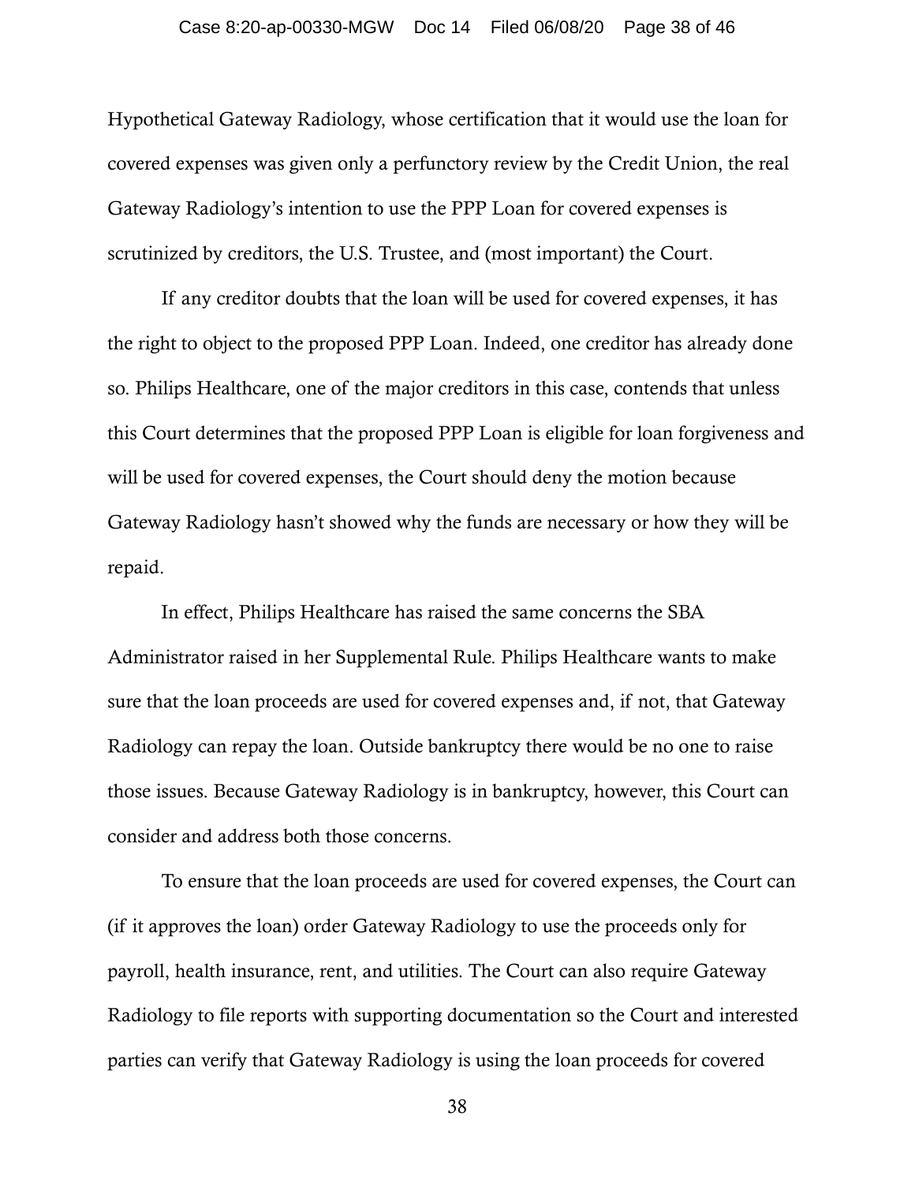Hypothetical Gateway Radiology, whose certification that it would use the loan for covered expenses was given only a perfunctory review by the Credit Union, the real Gateway Radiology's intention to use the PPP Loan for covered expenses is scrutinized by creditors, the U.S. Trustee, and (most important) the Court.

If any creditor doubts that the loan will be used for covered expenses, it has the right to object to the proposed PPP Loan. Indeed, one creditor has already done so. Philips Healthcare, one of the major creditors in this case, contends that unless this Court determines that the proposed PPP Loan is eligible for loan forgiveness and will be used for covered expenses, the Court should deny the motion because Gateway Radiology hasn't showed why the funds are necessary or how they will be repaid.

In effect, Philips Healthcare has raised the same concerns the SBA Administrator raised in her Supplemental Rule. Philips Healthcare wants to make sure that the loan proceeds are used for covered expenses and, if not, that Gateway Radiology can repay the loan. Outside bankruptcy there would be no one to raise those issues. Because Gateway Radiology is in bankruptcy, however, this Court can consider and address both those concerns.

To ensure that the loan proceeds are used for covered expenses, the Court can (if it approves the loan) order Gateway Radiology to use the proceeds only for payroll, health insurance, rent, and utilities. The Court can also require Gateway Radiology to file reports with supporting documentation so the Court and interested parties can verify that Gateway Radiology is using the loan proceeds for covered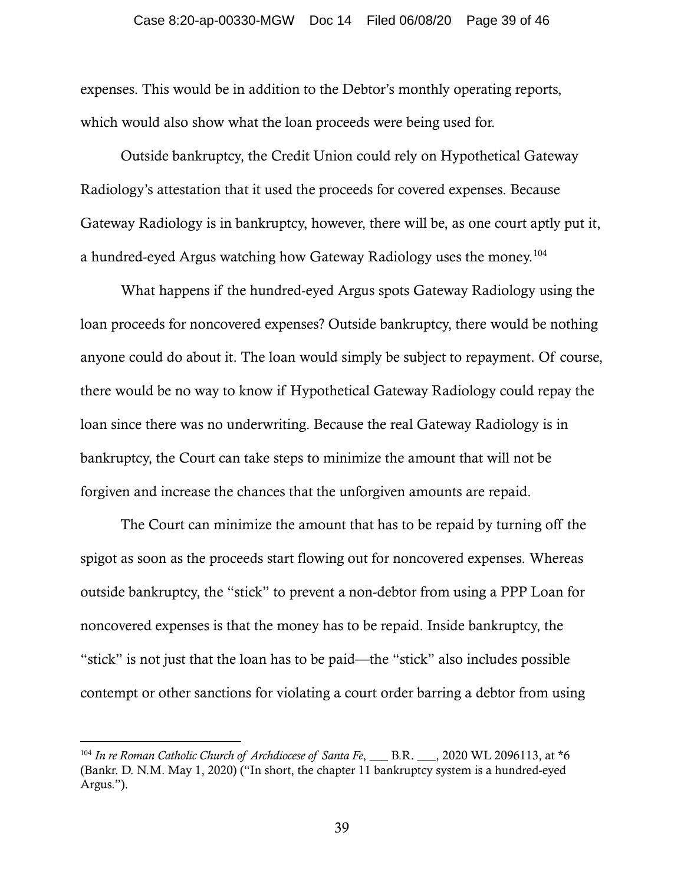expenses. This would be in addition to the Debtor's monthly operating reports, which would also show what the loan proceeds were being used for.

Outside bankruptcy, the Credit Union could rely on Hypothetical Gateway Radiology's attestation that it used the proceeds for covered expenses. Because Gateway Radiology is in bankruptcy, however, there will be, as one court aptly put it, a hundred-eyed Argus watching how Gateway Radiology uses the money.[104]

What happens if the hundred-eyed Argus spots Gateway Radiology using the loan proceeds for noncovered expenses? Outside bankruptcy, there would be nothing anyone could do about it. The loan would simply be subject to repayment. Of course, there would be no way to know if Hypothetical Gateway Radiology could repay the loan since there was no underwriting. Because the real Gateway Radiology is in bankruptcy, the Court can take steps to minimize the amount that will not be forgiven and increase the chances that the unforgiven amounts are repaid.

The Court can minimize the amount that has to be repaid by turning off the spigot as soon as the proceeds start flowing out for noncovered expenses. Whereas outside bankruptcy, the "stick" to prevent a non-debtor from using a PPP Loan for noncovered expenses is that the money has to be repaid. Inside bankruptcy, the "stick" is not just that the loan has to be paid—the "stick" also includes possible contempt or other sanctions for violating a court order barring a debtor from using

---

[104] *In re Roman Catholic Church of Archdiocese of Santa Fe*, ___ B.R. ___, 2020 WL 2096113, at *6 (Bankr. D. N.M. May 1, 2020) ("In short, the chapter 11 bankruptcy system is a hundred-eyed Argus.").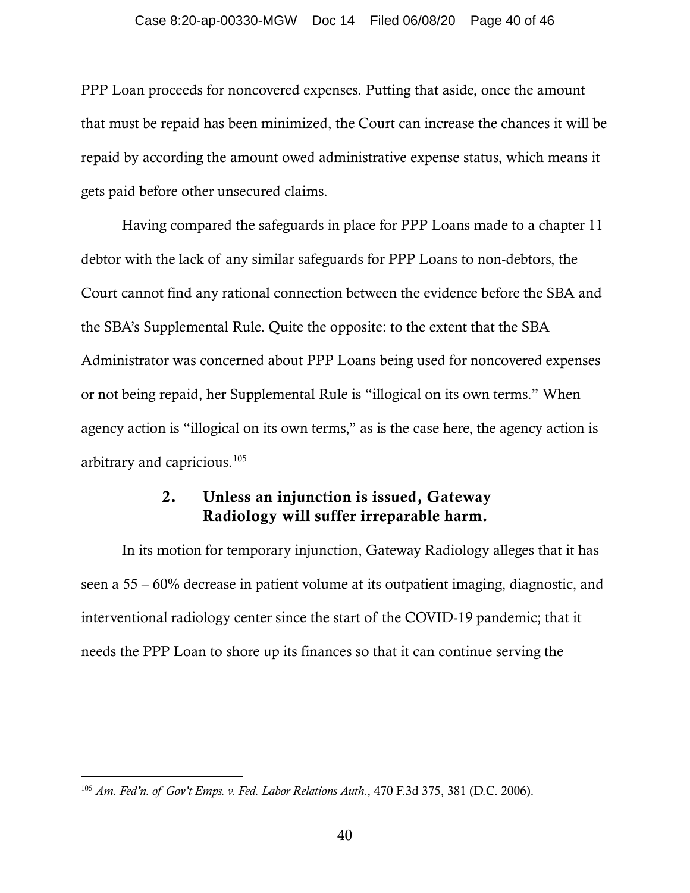PPP Loan proceeds for noncovered expenses. Putting that aside, once the amount that must be repaid has been minimized, the Court can increase the chances it will be repaid by according the amount owed administrative expense status, which means it gets paid before other unsecured claims.

Having compared the safeguards in place for PPP Loans made to a chapter 11 debtor with the lack of any similar safeguards for PPP Loans to non-debtors, the Court cannot find any rational connection between the evidence before the SBA and the SBA's Supplemental Rule. Quite the opposite: to the extent that the SBA Administrator was concerned about PPP Loans being used for noncovered expenses or not being repaid, her Supplemental Rule is "illogical on its own terms." When agency action is "illogical on its own terms," as is the case here, the agency action is arbitrary and capricious.[105]

### 2. Unless an injunction is issued, Gateway Radiology will suffer irreparable harm.

In its motion for temporary injunction, Gateway Radiology alleges that it has seen a 55 – 60% decrease in patient volume at its outpatient imaging, diagnostic, and interventional radiology center since the start of the COVID-19 pandemic; that it needs the PPP Loan to shore up its finances so that it can continue serving the

---

[105] *Am. Fed'n. of Gov't Emps. v. Fed. Labor Relations Auth.*, 470 F.3d 375, 381 (D.C. 2006).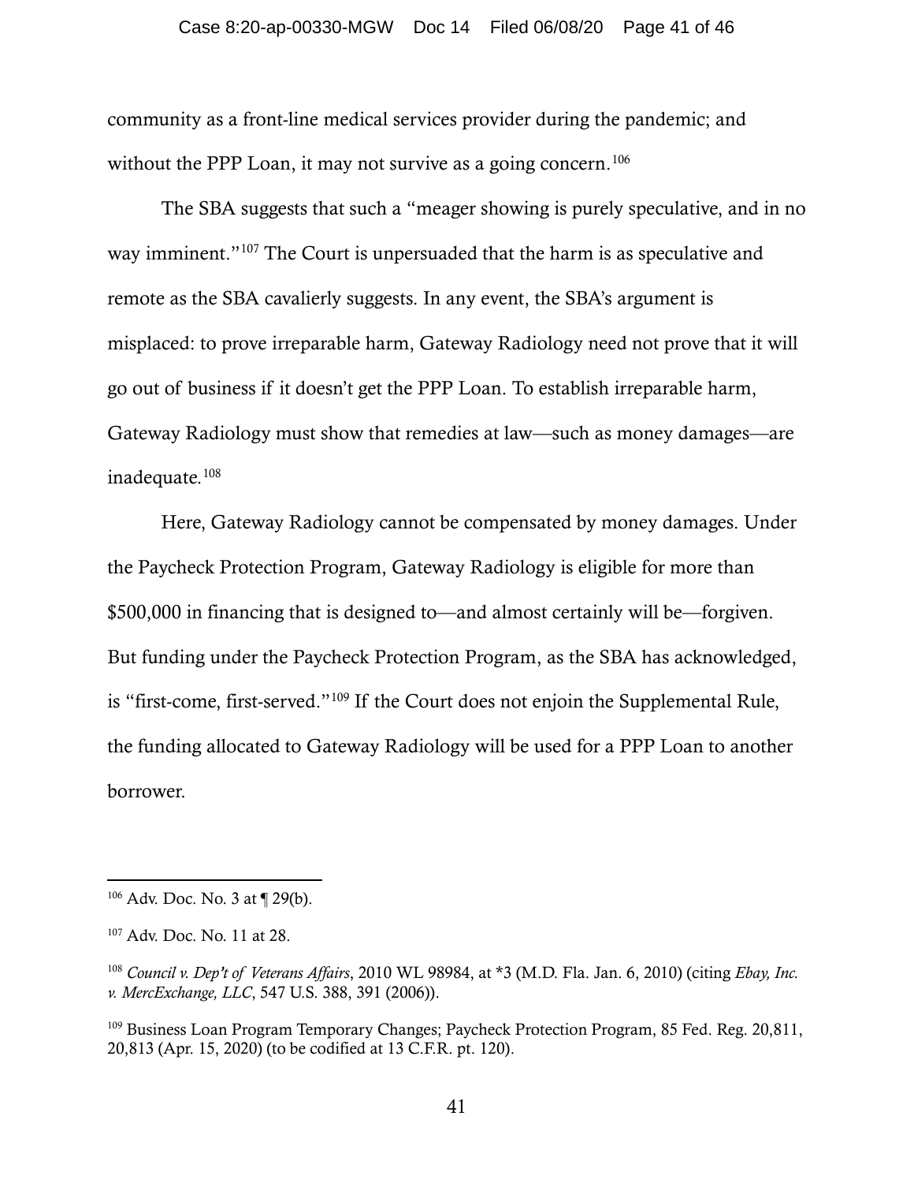community as a front-line medical services provider during the pandemic; and without the PPP Loan, it may not survive as a going concern.[106]

The SBA suggests that such a "meager showing is purely speculative, and in no way imminent."[107] The Court is unpersuaded that the harm is as speculative and remote as the SBA cavalierly suggests. In any event, the SBA's argument is misplaced: to prove irreparable harm, Gateway Radiology need not prove that it will go out of business if it doesn't get the PPP Loan. To establish irreparable harm, Gateway Radiology must show that remedies at law—such as money damages—are inadequate.[108]

Here, Gateway Radiology cannot be compensated by money damages. Under the Paycheck Protection Program, Gateway Radiology is eligible for more than $500,000 in financing that is designed to—and almost certainly will be—forgiven. But funding under the Paycheck Protection Program, as the SBA has acknowledged, is "first-come, first-served."[109] If the Court does not enjoin the Supplemental Rule, the funding allocated to Gateway Radiology will be used for a PPP Loan to another borrower.

---

[106] Adv. Doc. No. 3 at ¶ 29(b).

[107] Adv. Doc. No. 11 at 28.

[108] *Council v. Dep't of Veterans Affairs*, 2010 WL 98984, at *3 (M.D. Fla. Jan. 6, 2010) (citing *Ebay, Inc. v. MercExchange, LLC*, 547 U.S. 388, 391 (2006)).

[109] Business Loan Program Temporary Changes; Paycheck Protection Program, 85 Fed. Reg. 20,811, 20,813 (Apr. 15, 2020) (to be codified at 13 C.F.R. pt. 120).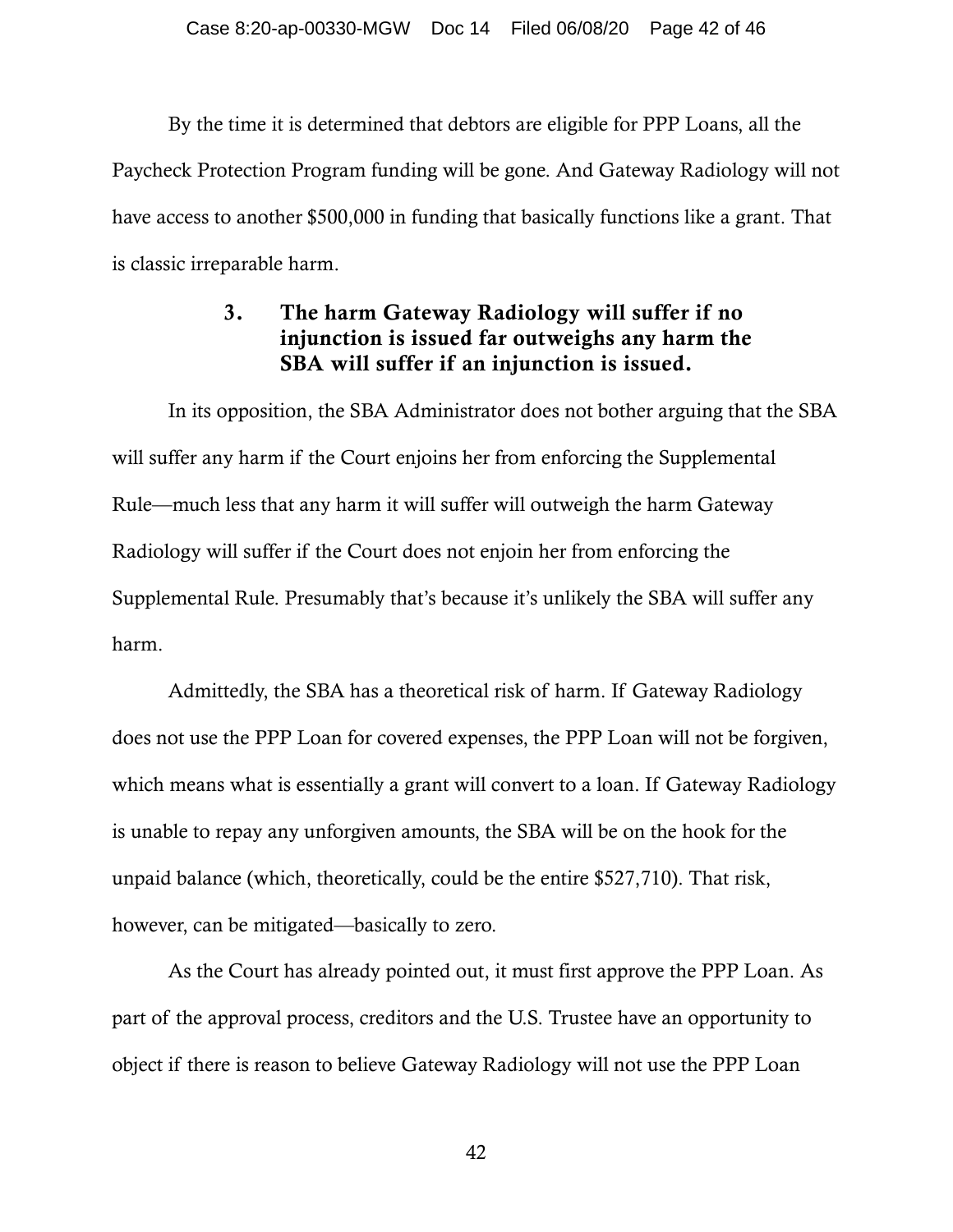By the time it is determined that debtors are eligible for PPP Loans, all the Paycheck Protection Program funding will be gone. And Gateway Radiology will not have access to another $500,000 in funding that basically functions like a grant. That is classic irreparable harm.

### 3. The harm Gateway Radiology will suffer if no injunction is issued far outweighs any harm the SBA will suffer if an injunction is issued.

In its opposition, the SBA Administrator does not bother arguing that the SBA will suffer any harm if the Court enjoins her from enforcing the Supplemental Rule—much less that any harm it will suffer will outweigh the harm Gateway Radiology will suffer if the Court does not enjoin her from enforcing the Supplemental Rule. Presumably that's because it's unlikely the SBA will suffer any harm.

Admittedly, the SBA has a theoretical risk of harm. If Gateway Radiology does not use the PPP Loan for covered expenses, the PPP Loan will not be forgiven, which means what is essentially a grant will convert to a loan. If Gateway Radiology is unable to repay any unforgiven amounts, the SBA will be on the hook for the unpaid balance (which, theoretically, could be the entire $527,710). That risk, however, can be mitigated—basically to zero.

As the Court has already pointed out, it must first approve the PPP Loan. As part of the approval process, creditors and the U.S. Trustee have an opportunity to object if there is reason to believe Gateway Radiology will not use the PPP Loan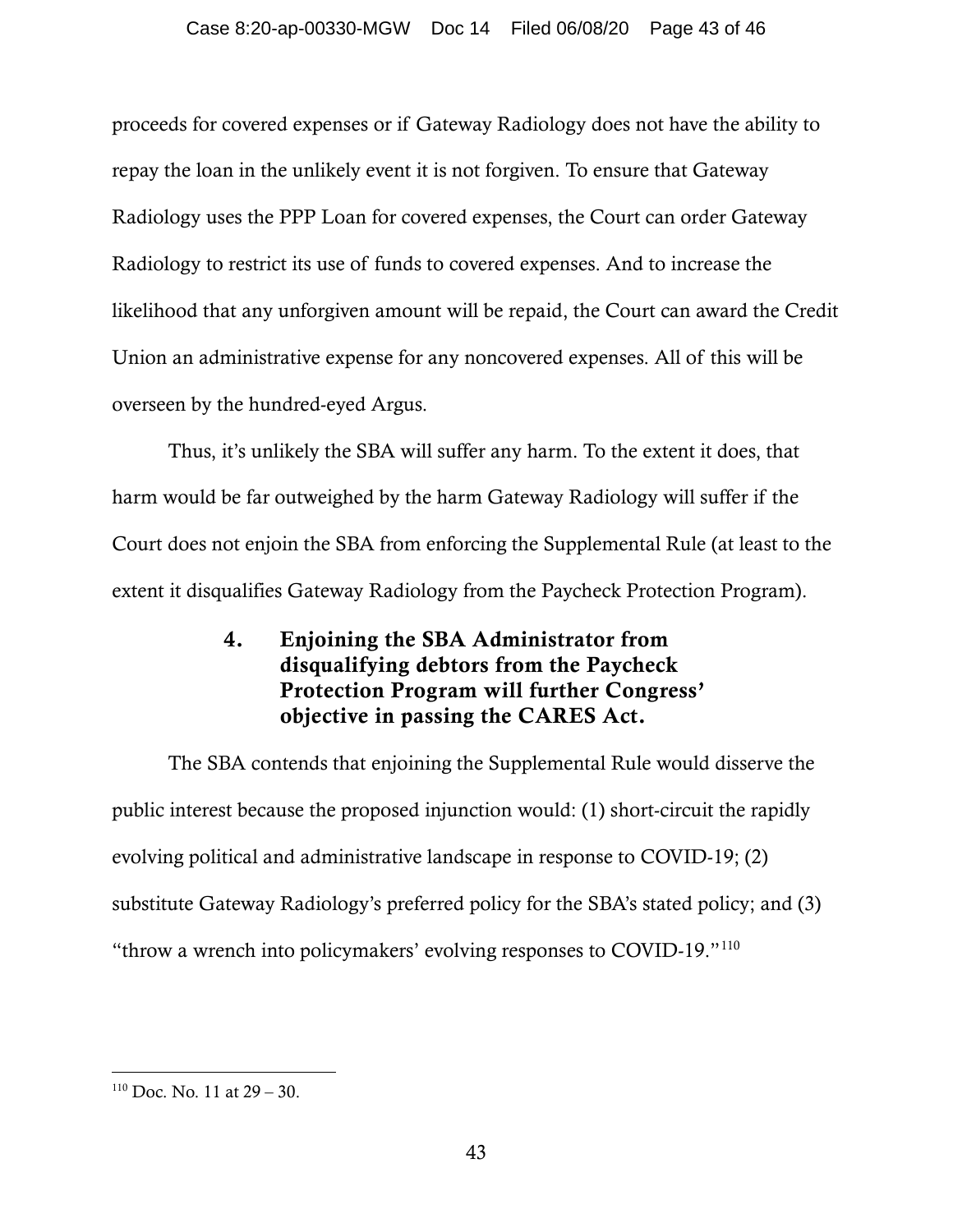proceeds for covered expenses or if Gateway Radiology does not have the ability to repay the loan in the unlikely event it is not forgiven. To ensure that Gateway Radiology uses the PPP Loan for covered expenses, the Court can order Gateway Radiology to restrict its use of funds to covered expenses. And to increase the likelihood that any unforgiven amount will be repaid, the Court can award the Credit Union an administrative expense for any noncovered expenses. All of this will be overseen by the hundred-eyed Argus.

Thus, it's unlikely the SBA will suffer any harm. To the extent it does, that harm would be far outweighed by the harm Gateway Radiology will suffer if the Court does not enjoin the SBA from enforcing the Supplemental Rule (at least to the extent it disqualifies Gateway Radiology from the Paycheck Protection Program).

#### 4. Enjoining the SBA Administrator from disqualifying debtors from the Paycheck Protection Program will further Congress' objective in passing the CARES Act.

The SBA contends that enjoining the Supplemental Rule would disserve the public interest because the proposed injunction would: (1) short-circuit the rapidly evolving political and administrative landscape in response to COVID-19; (2) substitute Gateway Radiology's preferred policy for the SBA's stated policy; and (3) "throw a wrench into policymakers' evolving responses to COVID-19."[110]

---

[110] Doc. No. 11 at 29 – 30.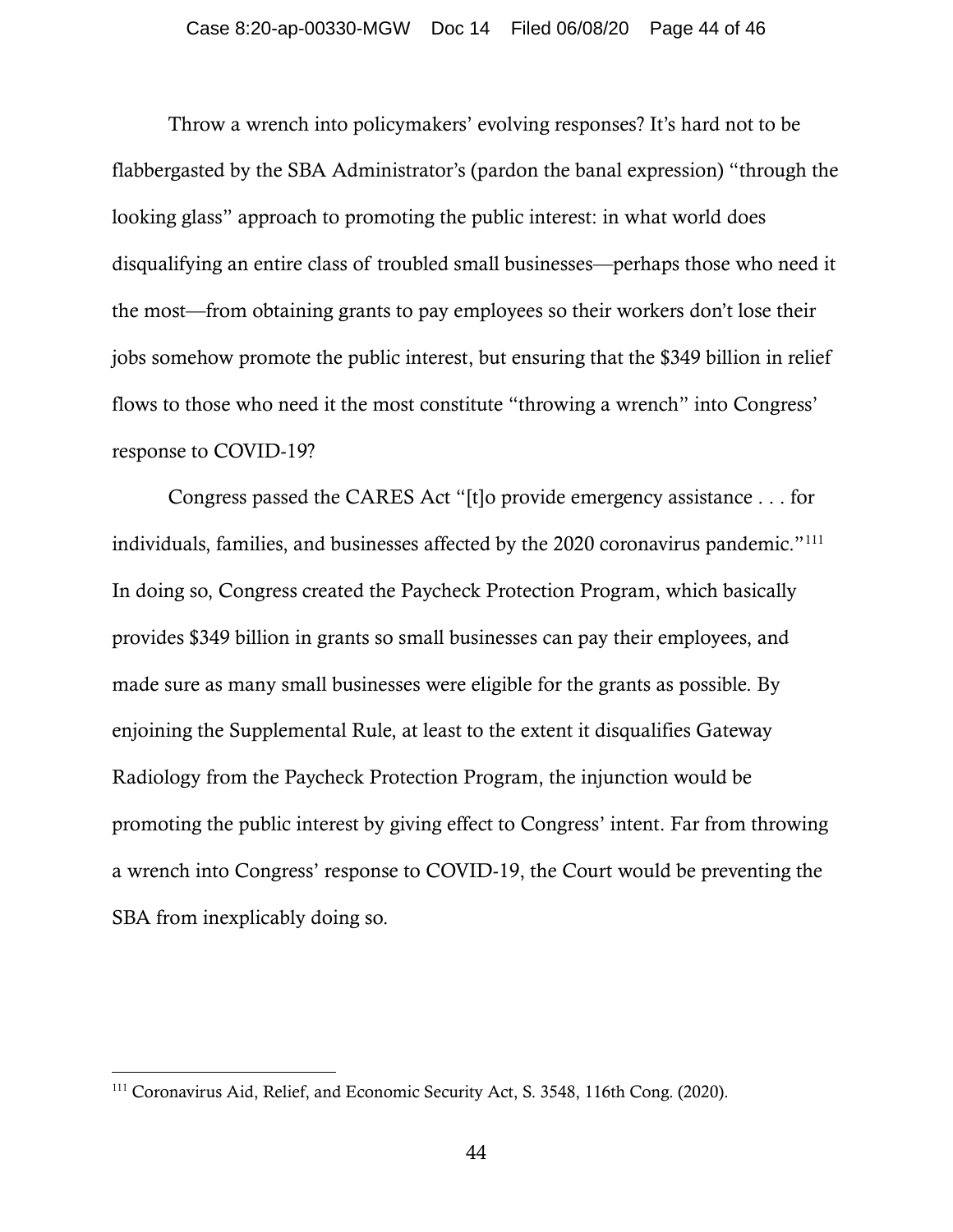Throw a wrench into policymakers' evolving responses? It's hard not to be flabbergasted by the SBA Administrator's (pardon the banal expression) "through the looking glass" approach to promoting the public interest: in what world does disqualifying an entire class of troubled small businesses—perhaps those who need it the most—from obtaining grants to pay employees so their workers don't lose their jobs somehow promote the public interest, but ensuring that the $349 billion in relief flows to those who need it the most constitute "throwing a wrench" into Congress' response to COVID-19?

Congress passed the CARES Act "[t]o provide emergency assistance . . . for individuals, families, and businesses affected by the 2020 coronavirus pandemic."[111] In doing so, Congress created the Paycheck Protection Program, which basically provides $349 billion in grants so small businesses can pay their employees, and made sure as many small businesses were eligible for the grants as possible. By enjoining the Supplemental Rule, at least to the extent it disqualifies Gateway Radiology from the Paycheck Protection Program, the injunction would be promoting the public interest by giving effect to Congress' intent. Far from throwing a wrench into Congress' response to COVID-19, the Court would be preventing the SBA from inexplicably doing so.

---

[111] Coronavirus Aid, Relief, and Economic Security Act, S. 3548, 116th Cong. (2020).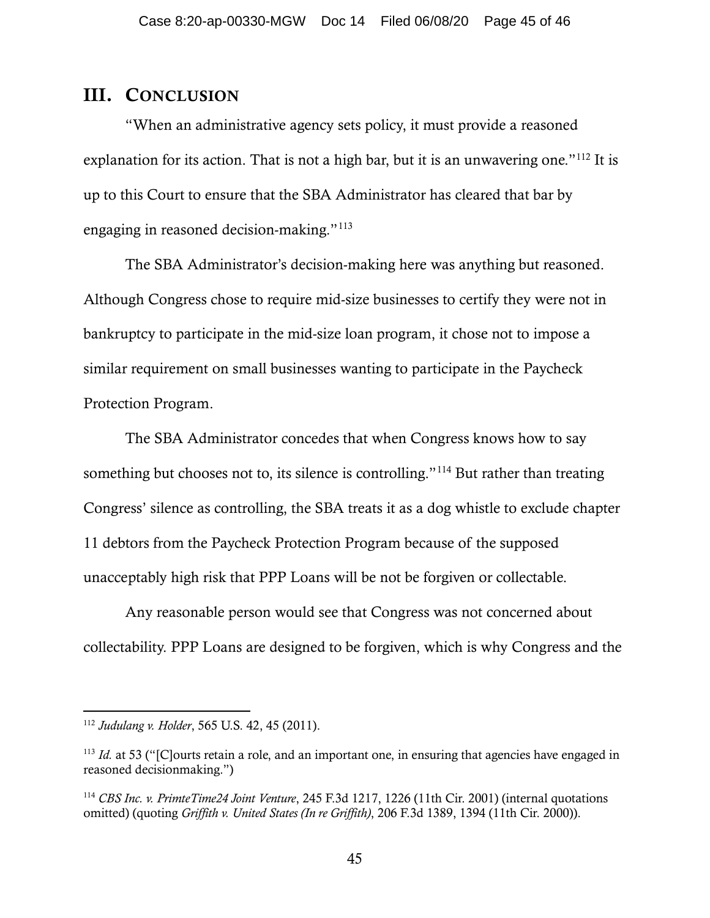## III. CONCLUSION

"When an administrative agency sets policy, it must provide a reasoned explanation for its action. That is not a high bar, but it is an unwavering one."[112] It is up to this Court to ensure that the SBA Administrator has cleared that bar by engaging in reasoned decision-making."[113]

The SBA Administrator's decision-making here was anything but reasoned. Although Congress chose to require mid-size businesses to certify they were not in bankruptcy to participate in the mid-size loan program, it chose not to impose a similar requirement on small businesses wanting to participate in the Paycheck Protection Program.

The SBA Administrator concedes that when Congress knows how to say something but chooses not to, its silence is controlling."[114] But rather than treating Congress' silence as controlling, the SBA treats it as a dog whistle to exclude chapter 11 debtors from the Paycheck Protection Program because of the supposed unacceptably high risk that PPP Loans will be not be forgiven or collectable.

Any reasonable person would see that Congress was not concerned about collectability. PPP Loans are designed to be forgiven, which is why Congress and the

---

[112] *Judulang v. Holder*, 565 U.S. 42, 45 (2011).

[113] *Id.* at 53 ("[C]ourts retain a role, and an important one, in ensuring that agencies have engaged in reasoned decisionmaking.")

[114] *CBS Inc. v. PrimteTime24 Joint Venture*, 245 F.3d 1217, 1226 (11th Cir. 2001) (internal quotations omitted) (quoting *Griffith v. United States (In re Griffith)*, 206 F.3d 1389, 1394 (11th Cir. 2000)).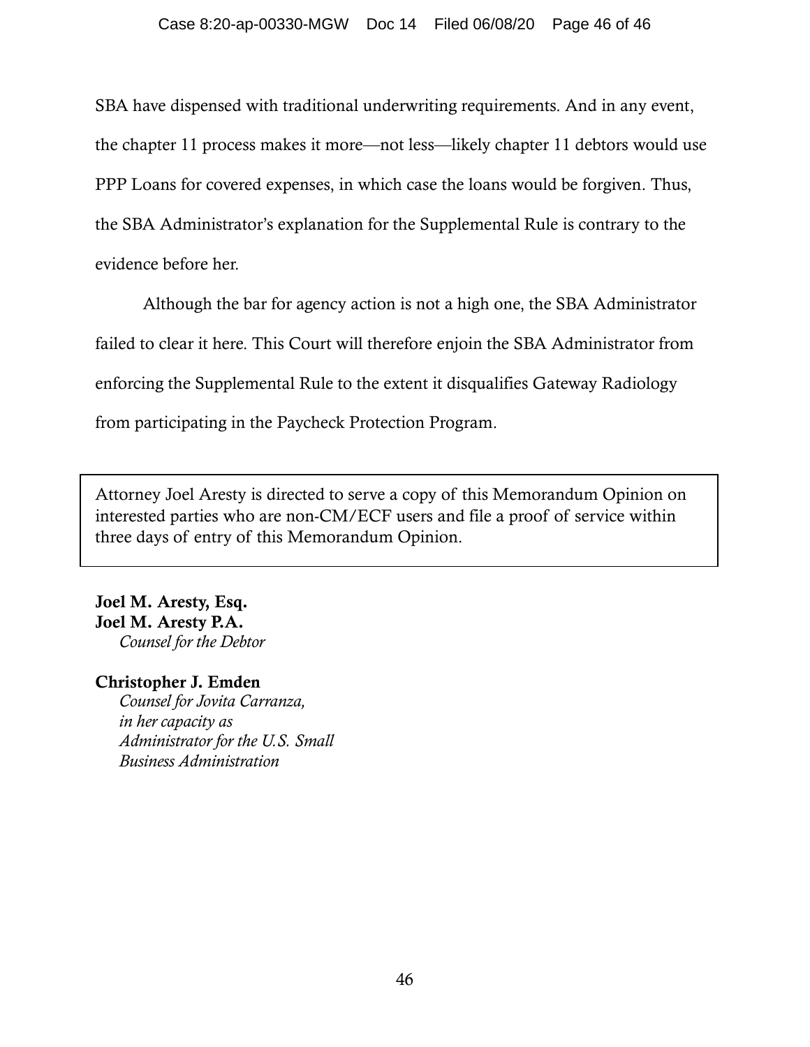SBA have dispensed with traditional underwriting requirements. And in any event, the chapter 11 process makes it more—not less—likely chapter 11 debtors would use PPP Loans for covered expenses, in which case the loans would be forgiven. Thus, the SBA Administrator's explanation for the Supplemental Rule is contrary to the evidence before her.

Although the bar for agency action is not a high one, the SBA Administrator failed to clear it here. This Court will therefore enjoin the SBA Administrator from enforcing the Supplemental Rule to the extent it disqualifies Gateway Radiology from participating in the Paycheck Protection Program.

Attorney Joel Aresty is directed to serve a copy of this Memorandum Opinion on interested parties who are non-CM/ECF users and file a proof of service within three days of entry of this Memorandum Opinion.

**Joel M. Aresty, Esq.**
**Joel M. Aresty P.A.**
*Counsel for the Debtor*

**Christopher J. Emden**
*Counsel for Jovita Carranza, in her capacity as Administrator for the U.S. Small Business Administration*